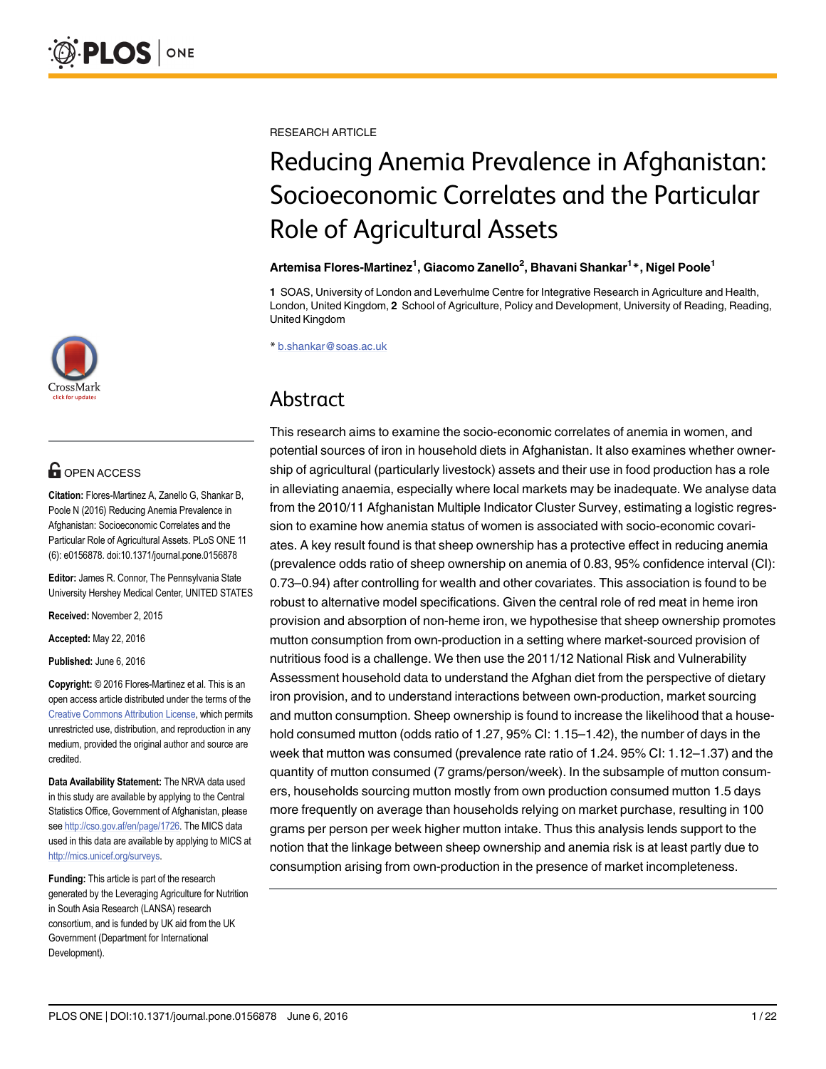RESEARCH ARTICLE

# Reducing Anemia Prevalence in Afghanistan: Socioeconomic Correlates and the Particular Role of Agricultural Assets

**Artemisa Flores-Martinez[1], Giacomo Zanello[2], Bhavani Shankar[1]*, Nigel Poole[1]**

**1** SOAS, University of London and Leverhulme Centre for Integrative Research in Agriculture and Health, London, United Kingdom, **2** School of Agriculture, Policy and Development, University of Reading, Reading, United Kingdom

* b.shankar@soas.ac.uk

## Abstract

This research aims to examine the socio-economic correlates of anemia in women, and potential sources of iron in household diets in Afghanistan. It also examines whether ownership of agricultural (particularly livestock) assets and their use in food production has a role in alleviating anaemia, especially where local markets may be inadequate. We analyse data from the 2010/11 Afghanistan Multiple Indicator Cluster Survey, estimating a logistic regression to examine how anemia status of women is associated with socio-economic covariates. A key result found is that sheep ownership has a protective effect in reducing anemia (prevalence odds ratio of sheep ownership on anemia of 0.83, 95% confidence interval (CI): 0.73–0.94) after controlling for wealth and other covariates. This association is found to be robust to alternative model specifications. Given the central role of red meat in heme iron provision and absorption of non-heme iron, we hypothesise that sheep ownership promotes mutton consumption from own-production in a setting where market-sourced provision of nutritious food is a challenge. We then use the 2011/12 National Risk and Vulnerability Assessment household data to understand the Afghan diet from the perspective of dietary iron provision, and to understand interactions between own-production, market sourcing and mutton consumption. Sheep ownership is found to increase the likelihood that a household consumed mutton (odds ratio of 1.27, 95% CI: 1.15–1.42), the number of days in the week that mutton was consumed (prevalence rate ratio of 1.24. 95% CI: 1.12–1.37) and the quantity of mutton consumed (7 grams/person/week). In the subsample of mutton consumers, households sourcing mutton mostly from own production consumed mutton 1.5 days more frequently on average than households relying on market purchase, resulting in 100 grams per person per week higher mutton intake. Thus this analysis lends support to the notion that the linkage between sheep ownership and anemia risk is at least partly due to consumption arising from own-production in the presence of market incompleteness.

OPEN ACCESS

**Citation:** Flores-Martinez A, Zanello G, Shankar B, Poole N (2016) Reducing Anemia Prevalence in Afghanistan: Socioeconomic Correlates and the Particular Role of Agricultural Assets. PLoS ONE 11 (6): e0156878. doi:10.1371/journal.pone.0156878

**Editor:** James R. Connor, The Pennsylvania State University Hershey Medical Center, UNITED STATES

**Received:** November 2, 2015

**Accepted:** May 22, 2016

**Published:** June 6, 2016

**Copyright:** © 2016 Flores-Martinez et al. This is an open access article distributed under the terms of the Creative Commons Attribution License, which permits unrestricted use, distribution, and reproduction in any medium, provided the original author and source are credited.

**Data Availability Statement:** The NRVA data used in this study are available by applying to the Central Statistics Office, Government of Afghanistan, please see http://cso.gov.af/en/page/1726. The MICS data used in this data are available by applying to MICS at http://mics.unicef.org/surveys.

**Funding:** This article is part of the research generated by the Leveraging Agriculture for Nutrition in South Asia Research (LANSA) research consortium, and is funded by UK aid from the UK Government (Department for International Development).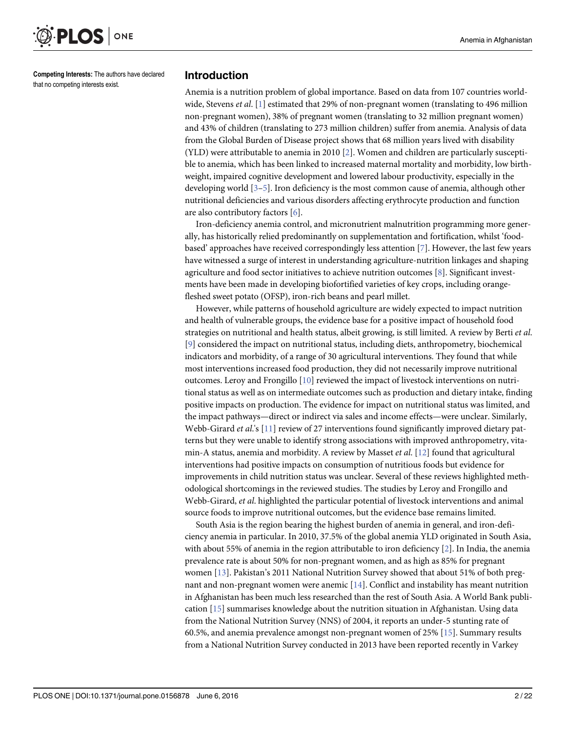Competing Interests: The authors have declared that no competing interests exist.

## Introduction

Anemia is a nutrition problem of global importance. Based on data from 107 countries worldwide, Stevens *et al*. [1] estimated that 29% of non-pregnant women (translating to 496 million non-pregnant women), 38% of pregnant women (translating to 32 million pregnant women) and 43% of children (translating to 273 million children) suffer from anemia. Analysis of data from the Global Burden of Disease project shows that 68 million years lived with disability (YLD) were attributable to anemia in 2010 [2]. Women and children are particularly susceptible to anemia, which has been linked to increased maternal mortality and morbidity, low birthweight, impaired cognitive development and lowered labour productivity, especially in the developing world [3–5]. Iron deficiency is the most common cause of anemia, although other nutritional deficiencies and various disorders affecting erythrocyte production and function are also contributory factors [6].

Iron-deficiency anemia control, and micronutrient malnutrition programming more generally, has historically relied predominantly on supplementation and fortification, whilst 'food-based' approaches have received correspondingly less attention [7]. However, the last few years have witnessed a surge of interest in understanding agriculture-nutrition linkages and shaping agriculture and food sector initiatives to achieve nutrition outcomes [8]. Significant investments have been made in developing biofortified varieties of key crops, including orange-fleshed sweet potato (OFSP), iron-rich beans and pearl millet.

However, while patterns of household agriculture are widely expected to impact nutrition and health of vulnerable groups, the evidence base for a positive impact of household food strategies on nutritional and health status, albeit growing, is still limited. A review by Berti *et al.* [9] considered the impact on nutritional status, including diets, anthropometry, biochemical indicators and morbidity, of a range of 30 agricultural interventions. They found that while most interventions increased food production, they did not necessarily improve nutritional outcomes. Leroy and Frongillo [10] reviewed the impact of livestock interventions on nutritional status as well as on intermediate outcomes such as production and dietary intake, finding positive impacts on production. The evidence for impact on nutritional status was limited, and the impact pathways—direct or indirect via sales and income effects—were unclear. Similarly, Webb-Girard *et al.*'s [11] review of 27 interventions found significantly improved dietary patterns but they were unable to identify strong associations with improved anthropometry, vitamin-A status, anemia and morbidity. A review by Masset *et al.* [12] found that agricultural interventions had positive impacts on consumption of nutritious foods but evidence for improvements in child nutrition status was unclear. Several of these reviews highlighted methodological shortcomings in the reviewed studies. The studies by Leroy and Frongillo and Webb-Girard, *et al.* highlighted the particular potential of livestock interventions and animal source foods to improve nutritional outcomes, but the evidence base remains limited.

South Asia is the region bearing the highest burden of anemia in general, and iron-deficiency anemia in particular. In 2010, 37.5% of the global anemia YLD originated in South Asia, with about 55% of anemia in the region attributable to iron deficiency [2]. In India, the anemia prevalence rate is about 50% for non-pregnant women, and as high as 85% for pregnant women [13]. Pakistan's 2011 National Nutrition Survey showed that about 51% of both pregnant and non-pregnant women were anemic [14]. Conflict and instability has meant nutrition in Afghanistan has been much less researched than the rest of South Asia. A World Bank publication [15] summarises knowledge about the nutrition situation in Afghanistan. Using data from the National Nutrition Survey (NNS) of 2004, it reports an under-5 stunting rate of 60.5%, and anemia prevalence amongst non-pregnant women of 25% [15]. Summary results from a National Nutrition Survey conducted in 2013 have been reported recently in Varkey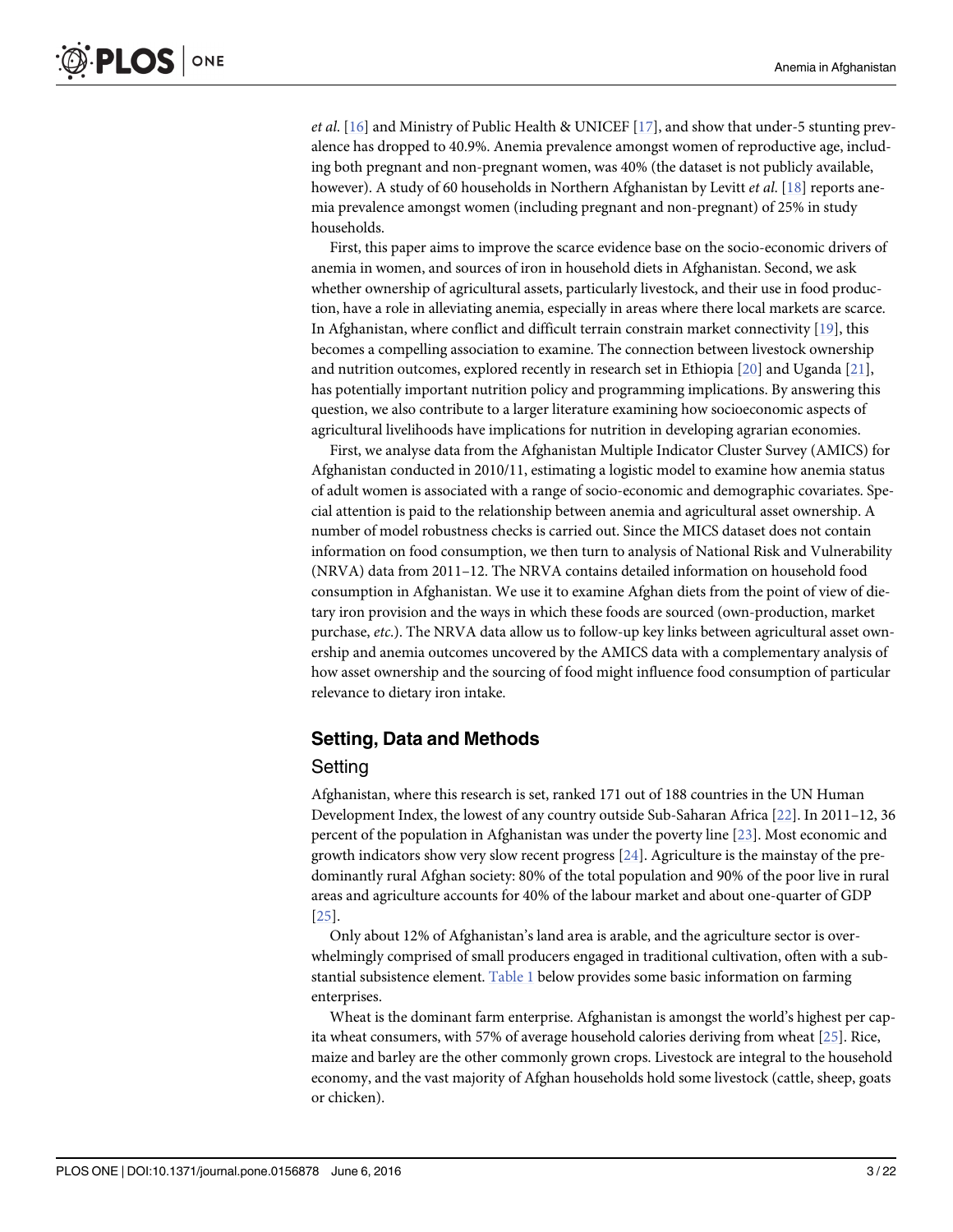*et al*. [16] and Ministry of Public Health & UNICEF [17], and show that under-5 stunting prevalence has dropped to 40.9%. Anemia prevalence amongst women of reproductive age, including both pregnant and non-pregnant women, was 40% (the dataset is not publicly available, however). A study of 60 households in Northern Afghanistan by Levitt *et al*. [18] reports anemia prevalence amongst women (including pregnant and non-pregnant) of 25% in study households.

First, this paper aims to improve the scarce evidence base on the socio-economic drivers of anemia in women, and sources of iron in household diets in Afghanistan. Second, we ask whether ownership of agricultural assets, particularly livestock, and their use in food production, have a role in alleviating anemia, especially in areas where there local markets are scarce. In Afghanistan, where conflict and difficult terrain constrain market connectivity [19], this becomes a compelling association to examine. The connection between livestock ownership and nutrition outcomes, explored recently in research set in Ethiopia [20] and Uganda [21], has potentially important nutrition policy and programming implications. By answering this question, we also contribute to a larger literature examining how socioeconomic aspects of agricultural livelihoods have implications for nutrition in developing agrarian economies.

First, we analyse data from the Afghanistan Multiple Indicator Cluster Survey (AMICS) for Afghanistan conducted in 2010/11, estimating a logistic model to examine how anemia status of adult women is associated with a range of socio-economic and demographic covariates. Special attention is paid to the relationship between anemia and agricultural asset ownership. A number of model robustness checks is carried out. Since the MICS dataset does not contain information on food consumption, we then turn to analysis of National Risk and Vulnerability (NRVA) data from 2011–12. The NRVA contains detailed information on household food consumption in Afghanistan. We use it to examine Afghan diets from the point of view of dietary iron provision and the ways in which these foods are sourced (own-production, market purchase, *etc*.). The NRVA data allow us to follow-up key links between agricultural asset ownership and anemia outcomes uncovered by the AMICS data with a complementary analysis of how asset ownership and the sourcing of food might influence food consumption of particular relevance to dietary iron intake.

## Setting, Data and Methods

### Setting

Afghanistan, where this research is set, ranked 171 out of 188 countries in the UN Human Development Index, the lowest of any country outside Sub-Saharan Africa [22]. In 2011–12, 36 percent of the population in Afghanistan was under the poverty line [23]. Most economic and growth indicators show very slow recent progress [24]. Agriculture is the mainstay of the predominantly rural Afghan society: 80% of the total population and 90% of the poor live in rural areas and agriculture accounts for 40% of the labour market and about one-quarter of GDP [25].

Only about 12% of Afghanistan's land area is arable, and the agriculture sector is overwhelmingly comprised of small producers engaged in traditional cultivation, often with a substantial subsistence element. Table 1 below provides some basic information on farming enterprises.

Wheat is the dominant farm enterprise. Afghanistan is amongst the world's highest per capita wheat consumers, with 57% of average household calories deriving from wheat [25]. Rice, maize and barley are the other commonly grown crops. Livestock are integral to the household economy, and the vast majority of Afghan households hold some livestock (cattle, sheep, goats or chicken).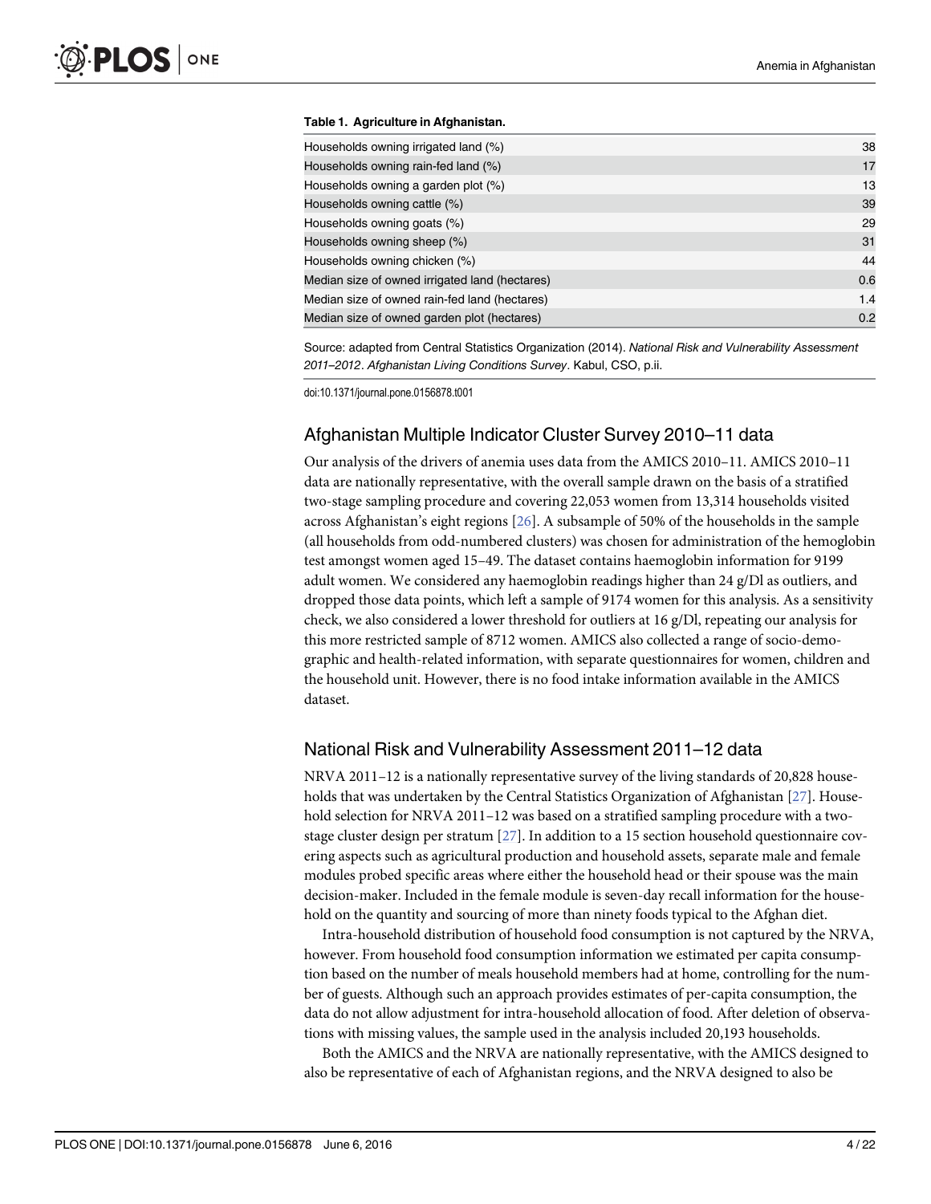**Table 1. Agriculture in Afghanistan.**

| | |
|---|---|
| Households owning irrigated land (%) | 38 |
| Households owning rain-fed land (%) | 17 |
| Households owning a garden plot (%) | 13 |
| Households owning cattle (%) | 39 |
| Households owning goats (%) | 29 |
| Households owning sheep (%) | 31 |
| Households owning chicken (%) | 44 |
| Median size of owned irrigated land (hectares) | 0.6 |
| Median size of owned rain-fed land (hectares) | 1.4 |
| Median size of owned garden plot (hectares) | 0.2 |

Source: adapted from Central Statistics Organization (2014). *National Risk and Vulnerability Assessment 2011–2012*. *Afghanistan Living Conditions Survey*. Kabul, CSO, p.ii.

doi:10.1371/journal.pone.0156878.t001

## Afghanistan Multiple Indicator Cluster Survey 2010–11 data

Our analysis of the drivers of anemia uses data from the AMICS 2010–11. AMICS 2010–11 data are nationally representative, with the overall sample drawn on the basis of a stratified two-stage sampling procedure and covering 22,053 women from 13,314 households visited across Afghanistan's eight regions [26]. A subsample of 50% of the households in the sample (all households from odd-numbered clusters) was chosen for administration of the hemoglobin test amongst women aged 15–49. The dataset contains haemoglobin information for 9199 adult women. We considered any haemoglobin readings higher than 24 g/Dl as outliers, and dropped those data points, which left a sample of 9174 women for this analysis. As a sensitivity check, we also considered a lower threshold for outliers at 16 g/Dl, repeating our analysis for this more restricted sample of 8712 women. AMICS also collected a range of socio-demographic and health-related information, with separate questionnaires for women, children and the household unit. However, there is no food intake information available in the AMICS dataset.

## National Risk and Vulnerability Assessment 2011–12 data

NRVA 2011–12 is a nationally representative survey of the living standards of 20,828 households that was undertaken by the Central Statistics Organization of Afghanistan [27]. Household selection for NRVA 2011–12 was based on a stratified sampling procedure with a two-stage cluster design per stratum [27]. In addition to a 15 section household questionnaire covering aspects such as agricultural production and household assets, separate male and female modules probed specific areas where either the household head or their spouse was the main decision-maker. Included in the female module is seven-day recall information for the household on the quantity and sourcing of more than ninety foods typical to the Afghan diet.

Intra-household distribution of household food consumption is not captured by the NRVA, however. From household food consumption information we estimated per capita consumption based on the number of meals household members had at home, controlling for the number of guests. Although such an approach provides estimates of per-capita consumption, the data do not allow adjustment for intra-household allocation of food. After deletion of observations with missing values, the sample used in the analysis included 20,193 households.

Both the AMICS and the NRVA are nationally representative, with the AMICS designed to also be representative of each of Afghanistan regions, and the NRVA designed to also be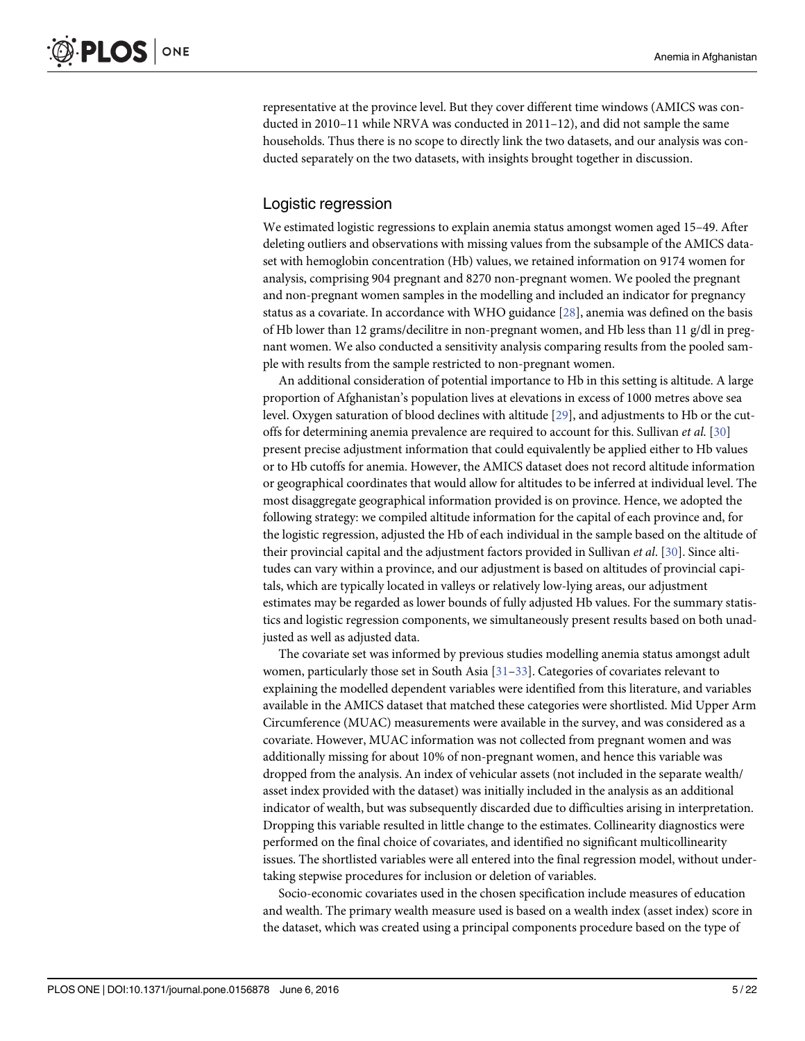representative at the province level. But they cover different time windows (AMICS was conducted in 2010–11 while NRVA was conducted in 2011–12), and did not sample the same households. Thus there is no scope to directly link the two datasets, and our analysis was conducted separately on the two datasets, with insights brought together in discussion.

## Logistic regression

We estimated logistic regressions to explain anemia status amongst women aged 15–49. After deleting outliers and observations with missing values from the subsample of the AMICS dataset with hemoglobin concentration (Hb) values, we retained information on 9174 women for analysis, comprising 904 pregnant and 8270 non-pregnant women. We pooled the pregnant and non-pregnant women samples in the modelling and included an indicator for pregnancy status as a covariate. In accordance with WHO guidance [28], anemia was defined on the basis of Hb lower than 12 grams/decilitre in non-pregnant women, and Hb less than 11 g/dl in pregnant women. We also conducted a sensitivity analysis comparing results from the pooled sample with results from the sample restricted to non-pregnant women.

An additional consideration of potential importance to Hb in this setting is altitude. A large proportion of Afghanistan's population lives at elevations in excess of 1000 metres above sea level. Oxygen saturation of blood declines with altitude [29], and adjustments to Hb or the cutoffs for determining anemia prevalence are required to account for this. Sullivan *et al.* [30] present precise adjustment information that could equivalently be applied either to Hb values or to Hb cutoffs for anemia. However, the AMICS dataset does not record altitude information or geographical coordinates that would allow for altitudes to be inferred at individual level. The most disaggregate geographical information provided is on province. Hence, we adopted the following strategy: we compiled altitude information for the capital of each province and, for the logistic regression, adjusted the Hb of each individual in the sample based on the altitude of their provincial capital and the adjustment factors provided in Sullivan *et al.* [30]. Since altitudes can vary within a province, and our adjustment is based on altitudes of provincial capitals, which are typically located in valleys or relatively low-lying areas, our adjustment estimates may be regarded as lower bounds of fully adjusted Hb values. For the summary statistics and logistic regression components, we simultaneously present results based on both unadjusted as well as adjusted data.

The covariate set was informed by previous studies modelling anemia status amongst adult women, particularly those set in South Asia [31–33]. Categories of covariates relevant to explaining the modelled dependent variables were identified from this literature, and variables available in the AMICS dataset that matched these categories were shortlisted. Mid Upper Arm Circumference (MUAC) measurements were available in the survey, and was considered as a covariate. However, MUAC information was not collected from pregnant women and was additionally missing for about 10% of non-pregnant women, and hence this variable was dropped from the analysis. An index of vehicular assets (not included in the separate wealth/asset index provided with the dataset) was initially included in the analysis as an additional indicator of wealth, but was subsequently discarded due to difficulties arising in interpretation. Dropping this variable resulted in little change to the estimates. Collinearity diagnostics were performed on the final choice of covariates, and identified no significant multicollinearity issues. The shortlisted variables were all entered into the final regression model, without undertaking stepwise procedures for inclusion or deletion of variables.

Socio-economic covariates used in the chosen specification include measures of education and wealth. The primary wealth measure used is based on a wealth index (asset index) score in the dataset, which was created using a principal components procedure based on the type of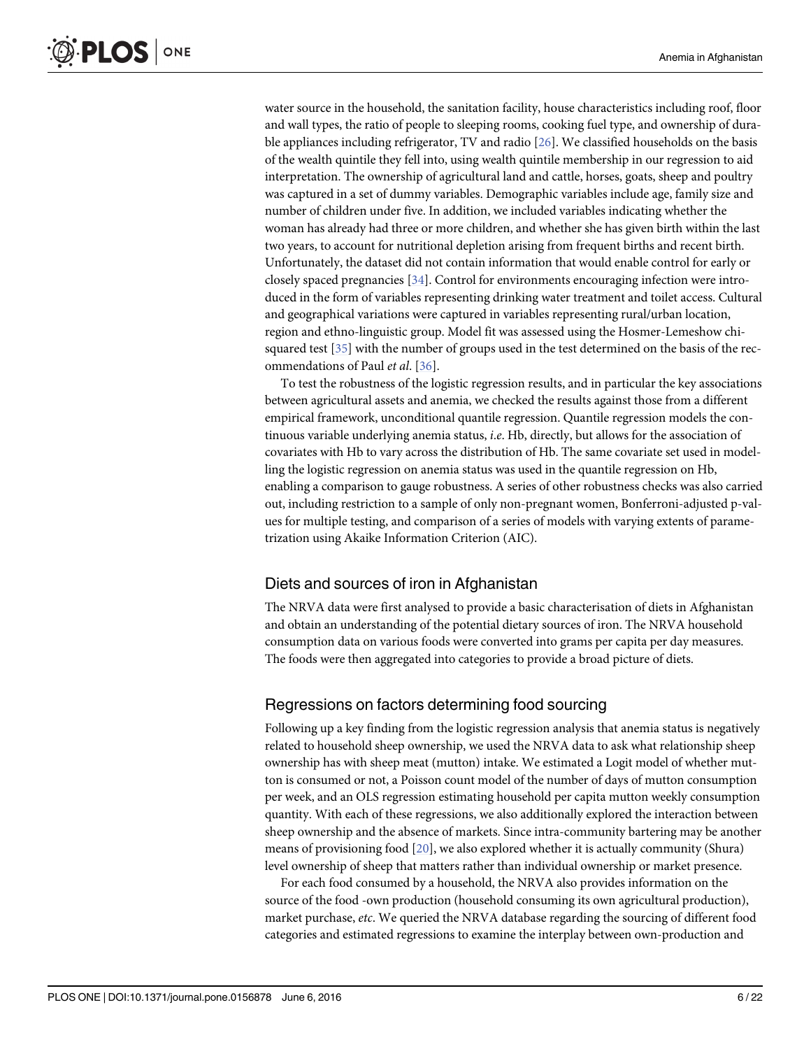water source in the household, the sanitation facility, house characteristics including roof, floor and wall types, the ratio of people to sleeping rooms, cooking fuel type, and ownership of durable appliances including refrigerator, TV and radio [26]. We classified households on the basis of the wealth quintile they fell into, using wealth quintile membership in our regression to aid interpretation. The ownership of agricultural land and cattle, horses, goats, sheep and poultry was captured in a set of dummy variables. Demographic variables include age, family size and number of children under five. In addition, we included variables indicating whether the woman has already had three or more children, and whether she has given birth within the last two years, to account for nutritional depletion arising from frequent births and recent birth. Unfortunately, the dataset did not contain information that would enable control for early or closely spaced pregnancies [34]. Control for environments encouraging infection were introduced in the form of variables representing drinking water treatment and toilet access. Cultural and geographical variations were captured in variables representing rural/urban location, region and ethno-linguistic group. Model fit was assessed using the Hosmer-Lemeshow chi-squared test [35] with the number of groups used in the test determined on the basis of the recommendations of Paul *et al*. [36].

To test the robustness of the logistic regression results, and in particular the key associations between agricultural assets and anemia, we checked the results against those from a different empirical framework, unconditional quantile regression. Quantile regression models the continuous variable underlying anemia status, *i.e*. Hb, directly, but allows for the association of covariates with Hb to vary across the distribution of Hb. The same covariate set used in modelling the logistic regression on anemia status was used in the quantile regression on Hb, enabling a comparison to gauge robustness. A series of other robustness checks was also carried out, including restriction to a sample of only non-pregnant women, Bonferroni-adjusted p-values for multiple testing, and comparison of a series of models with varying extents of parametrization using Akaike Information Criterion (AIC).

## Diets and sources of iron in Afghanistan

The NRVA data were first analysed to provide a basic characterisation of diets in Afghanistan and obtain an understanding of the potential dietary sources of iron. The NRVA household consumption data on various foods were converted into grams per capita per day measures. The foods were then aggregated into categories to provide a broad picture of diets.

## Regressions on factors determining food sourcing

Following up a key finding from the logistic regression analysis that anemia status is negatively related to household sheep ownership, we used the NRVA data to ask what relationship sheep ownership has with sheep meat (mutton) intake. We estimated a Logit model of whether mutton is consumed or not, a Poisson count model of the number of days of mutton consumption per week, and an OLS regression estimating household per capita mutton weekly consumption quantity. With each of these regressions, we also additionally explored the interaction between sheep ownership and the absence of markets. Since intra-community bartering may be another means of provisioning food [20], we also explored whether it is actually community (Shura) level ownership of sheep that matters rather than individual ownership or market presence.

For each food consumed by a household, the NRVA also provides information on the source of the food -own production (household consuming its own agricultural production), market purchase, *etc*. We queried the NRVA database regarding the sourcing of different food categories and estimated regressions to examine the interplay between own-production and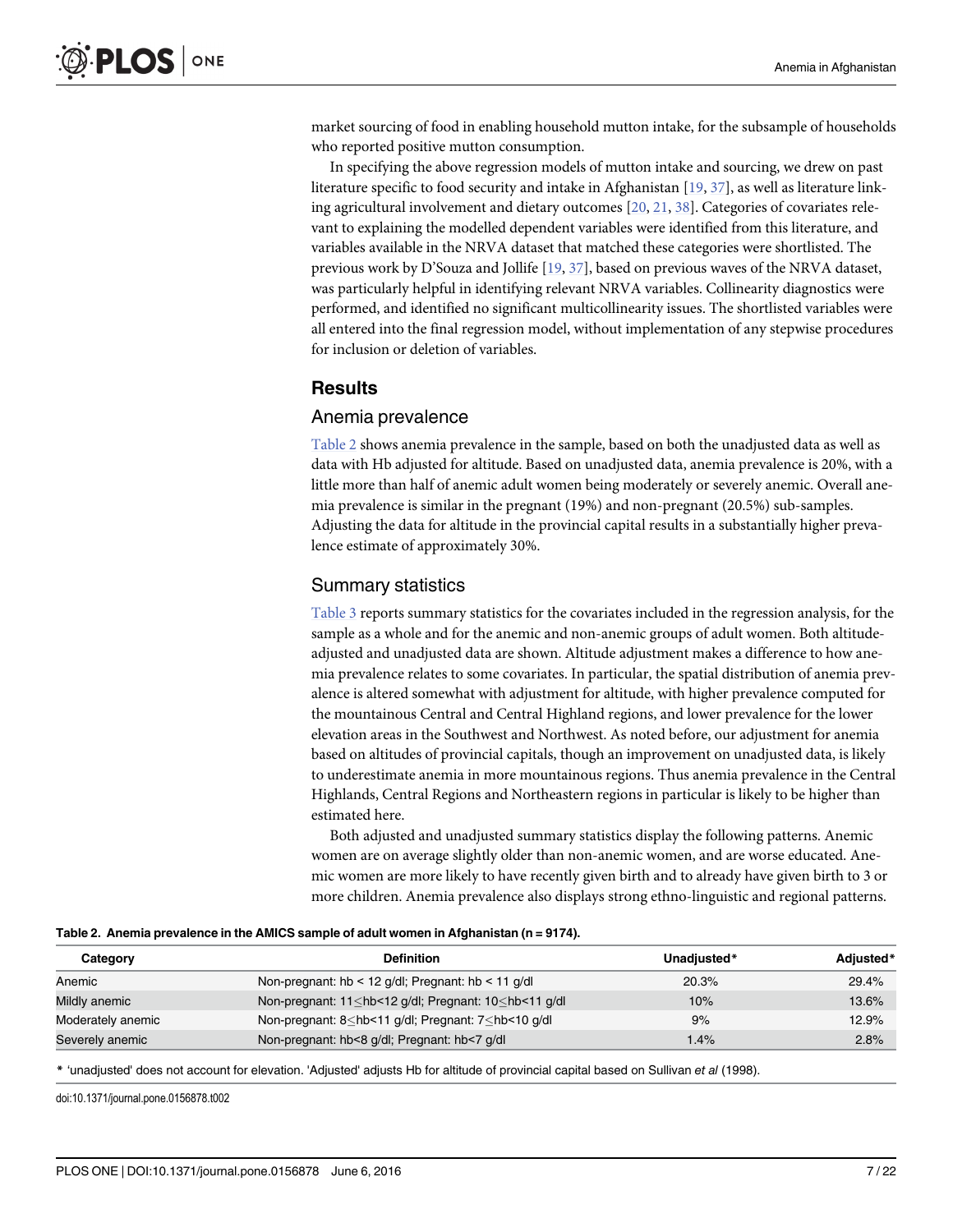market sourcing of food in enabling household mutton intake, for the subsample of households who reported positive mutton consumption.

In specifying the above regression models of mutton intake and sourcing, we drew on past literature specific to food security and intake in Afghanistan [19, 37], as well as literature linking agricultural involvement and dietary outcomes [20, 21, 38]. Categories of covariates relevant to explaining the modelled dependent variables were identified from this literature, and variables available in the NRVA dataset that matched these categories were shortlisted. The previous work by D'Souza and Jollife [19, 37], based on previous waves of the NRVA dataset, was particularly helpful in identifying relevant NRVA variables. Collinearity diagnostics were performed, and identified no significant multicollinearity issues. The shortlisted variables were all entered into the final regression model, without implementation of any stepwise procedures for inclusion or deletion of variables.

## Results

### Anemia prevalence

Table 2 shows anemia prevalence in the sample, based on both the unadjusted data as well as data with Hb adjusted for altitude. Based on unadjusted data, anemia prevalence is 20%, with a little more than half of anemic adult women being moderately or severely anemic. Overall anemia prevalence is similar in the pregnant (19%) and non-pregnant (20.5%) sub-samples. Adjusting the data for altitude in the provincial capital results in a substantially higher prevalence estimate of approximately 30%.

### Summary statistics

Table 3 reports summary statistics for the covariates included in the regression analysis, for the sample as a whole and for the anemic and non-anemic groups of adult women. Both altitude-adjusted and unadjusted data are shown. Altitude adjustment makes a difference to how anemia prevalence relates to some covariates. In particular, the spatial distribution of anemia prevalence is altered somewhat with adjustment for altitude, with higher prevalence computed for the mountainous Central and Central Highland regions, and lower prevalence for the lower elevation areas in the Southwest and Northwest. As noted before, our adjustment for anemia based on altitudes of provincial capitals, though an improvement on unadjusted data, is likely to underestimate anemia in more mountainous regions. Thus anemia prevalence in the Central Highlands, Central Regions and Northeastern regions in particular is likely to be higher than estimated here.

Both adjusted and unadjusted summary statistics display the following patterns. Anemic women are on average slightly older than non-anemic women, and are worse educated. Anemic women are more likely to have recently given birth and to already have given birth to 3 or more children. Anemia prevalence also displays strong ethno-linguistic and regional patterns.

**Table 2. Anemia prevalence in the AMICS sample of adult women in Afghanistan (n = 9174).**

| Category | Definition | Unadjusted* | Adjusted* |
|---|---|---|---|
| Anemic | Non-pregnant: hb < 12 g/dl; Pregnant: hb < 11 g/dl | 20.3% | 29.4% |
| Mildly anemic | Non-pregnant: 11≤hb<12 g/dl; Pregnant: 10≤hb<11 g/dl | 10% | 13.6% |
| Moderately anemic | Non-pregnant: 8≤hb<11 g/dl; Pregnant: 7≤hb<10 g/dl | 9% | 12.9% |
| Severely anemic | Non-pregnant: hb<8 g/dl; Pregnant: hb<7 g/dl | 1.4% | 2.8% |

* 'unadjusted' does not account for elevation. 'Adjusted' adjusts Hb for altitude of provincial capital based on Sullivan *et al* (1998).

doi:10.1371/journal.pone.0156878.t002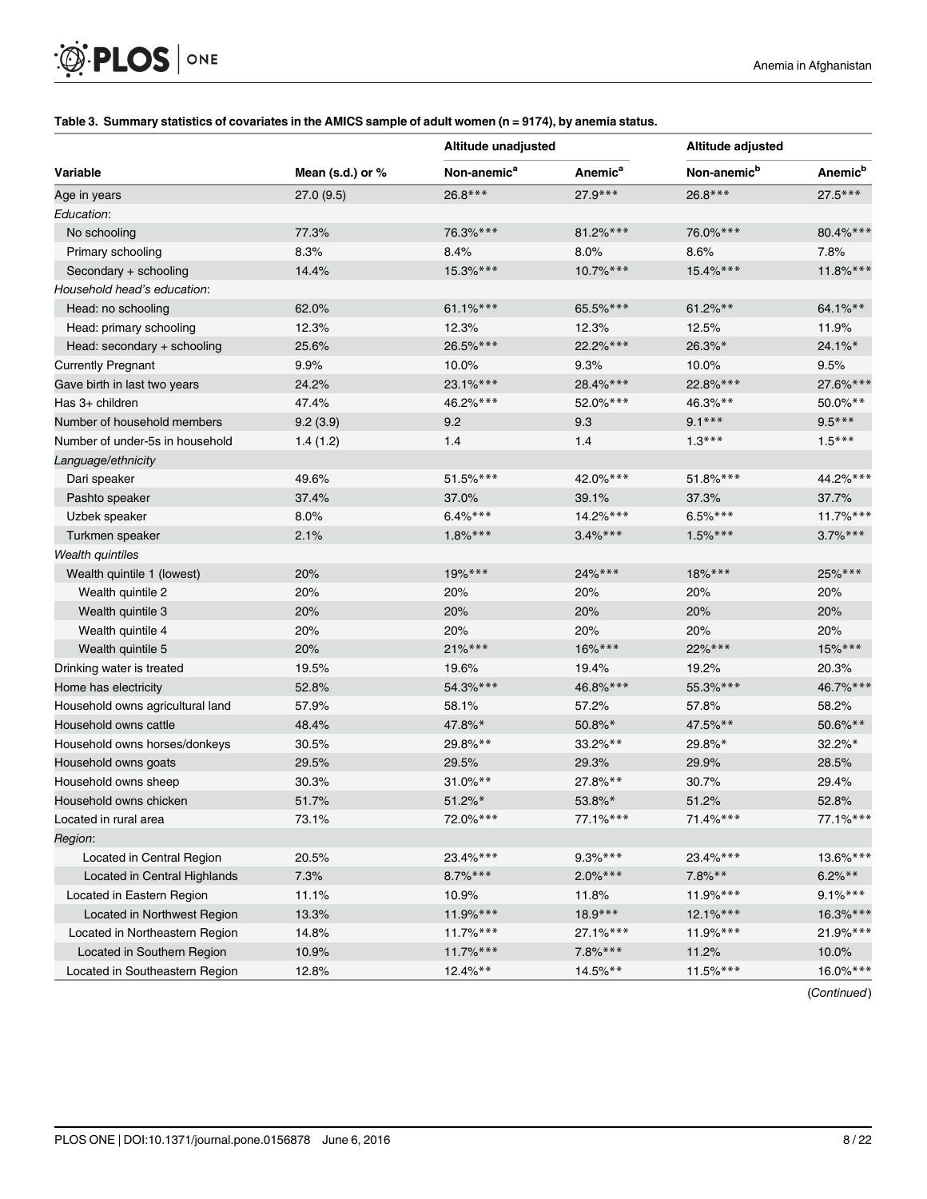**Table 3. Summary statistics of covariates in the AMICS sample of adult women (n = 9174), by anemia status.**

| Variable | Mean (s.d.) or % | Altitude unadjusted | | Altitude adjusted | |
|---|---|---|---|---|---|
| | | Non-anemic[a] | Anemic[a] | Non-anemic[b] | Anemic[b] |
| Age in years | 27.0 (9.5) | 26.8*** | 27.9*** | 26.8*** | 27.5*** |
| *Education*: | | | | | |
| No schooling | 77.3% | 76.3%*** | 81.2%*** | 76.0%*** | 80.4%*** |
| Primary schooling | 8.3% | 8.4% | 8.0% | 8.6% | 7.8% |
| Secondary + schooling | 14.4% | 15.3%*** | 10.7%*** | 15.4%*** | 11.8%*** |
| *Household head's education*: | | | | | |
| Head: no schooling | 62.0% | 61.1%*** | 65.5%*** | 61.2%** | 64.1%** |
| Head: primary schooling | 12.3% | 12.3% | 12.3% | 12.5% | 11.9% |
| Head: secondary + schooling | 25.6% | 26.5%*** | 22.2%*** | 26.3%* | 24.1%* |
| Currently Pregnant | 9.9% | 10.0% | 9.3% | 10.0% | 9.5% |
| Gave birth in last two years | 24.2% | 23.1%*** | 28.4%*** | 22.8%*** | 27.6%*** |
| Has 3+ children | 47.4% | 46.2%*** | 52.0%*** | 46.3%** | 50.0%** |
| Number of household members | 9.2 (3.9) | 9.2 | 9.3 | 9.1*** | 9.5*** |
| Number of under-5s in household | 1.4 (1.2) | 1.4 | 1.4 | 1.3*** | 1.5*** |
| *Language/ethnicity* | | | | | |
| Dari speaker | 49.6% | 51.5%*** | 42.0%*** | 51.8%*** | 44.2%*** |
| Pashto speaker | 37.4% | 37.0% | 39.1% | 37.3% | 37.7% |
| Uzbek speaker | 8.0% | 6.4%*** | 14.2%*** | 6.5%*** | 11.7%*** |
| Turkmen speaker | 2.1% | 1.8%*** | 3.4%*** | 1.5%*** | 3.7%*** |
| *Wealth quintiles* | | | | | |
| Wealth quintile 1 (lowest) | 20% | 19%*** | 24%*** | 18%*** | 25%*** |
| Wealth quintile 2 | 20% | 20% | 20% | 20% | 20% |
| Wealth quintile 3 | 20% | 20% | 20% | 20% | 20% |
| Wealth quintile 4 | 20% | 20% | 20% | 20% | 20% |
| Wealth quintile 5 | 20% | 21%*** | 16%*** | 22%*** | 15%*** |
| Drinking water is treated | 19.5% | 19.6% | 19.4% | 19.2% | 20.3% |
| Home has electricity | 52.8% | 54.3%*** | 46.8%*** | 55.3%*** | 46.7%*** |
| Household owns agricultural land | 57.9% | 58.1% | 57.2% | 57.8% | 58.2% |
| Household owns cattle | 48.4% | 47.8%* | 50.8%* | 47.5%** | 50.6%** |
| Household owns horses/donkeys | 30.5% | 29.8%** | 33.2%** | 29.8%* | 32.2%* |
| Household owns goats | 29.5% | 29.5% | 29.3% | 29.9% | 28.5% |
| Household owns sheep | 30.3% | 31.0%** | 27.8%** | 30.7% | 29.4% |
| Household owns chicken | 51.7% | 51.2%* | 53.8%* | 51.2% | 52.8% |
| Located in rural area | 73.1% | 72.0%*** | 77.1%*** | 71.4%*** | 77.1%*** |
| *Region*: | | | | | |
| Located in Central Region | 20.5% | 23.4%*** | 9.3%*** | 23.4%*** | 13.6%*** |
| Located in Central Highlands | 7.3% | 8.7%*** | 2.0%*** | 7.8%** | 6.2%** |
| Located in Eastern Region | 11.1% | 10.9% | 11.8% | 11.9%*** | 9.1%*** |
| Located in Northwest Region | 13.3% | 11.9%*** | 18.9*** | 12.1%*** | 16.3%*** |
| Located in Northeastern Region | 14.8% | 11.7%*** | 27.1%*** | 11.9%*** | 21.9%*** |
| Located in Southern Region | 10.9% | 11.7%*** | 7.8%*** | 11.2% | 10.0% |
| Located in Southeastern Region | 12.8% | 12.4%** | 14.5%** | 11.5%*** | 16.0%*** |

(*Continued*)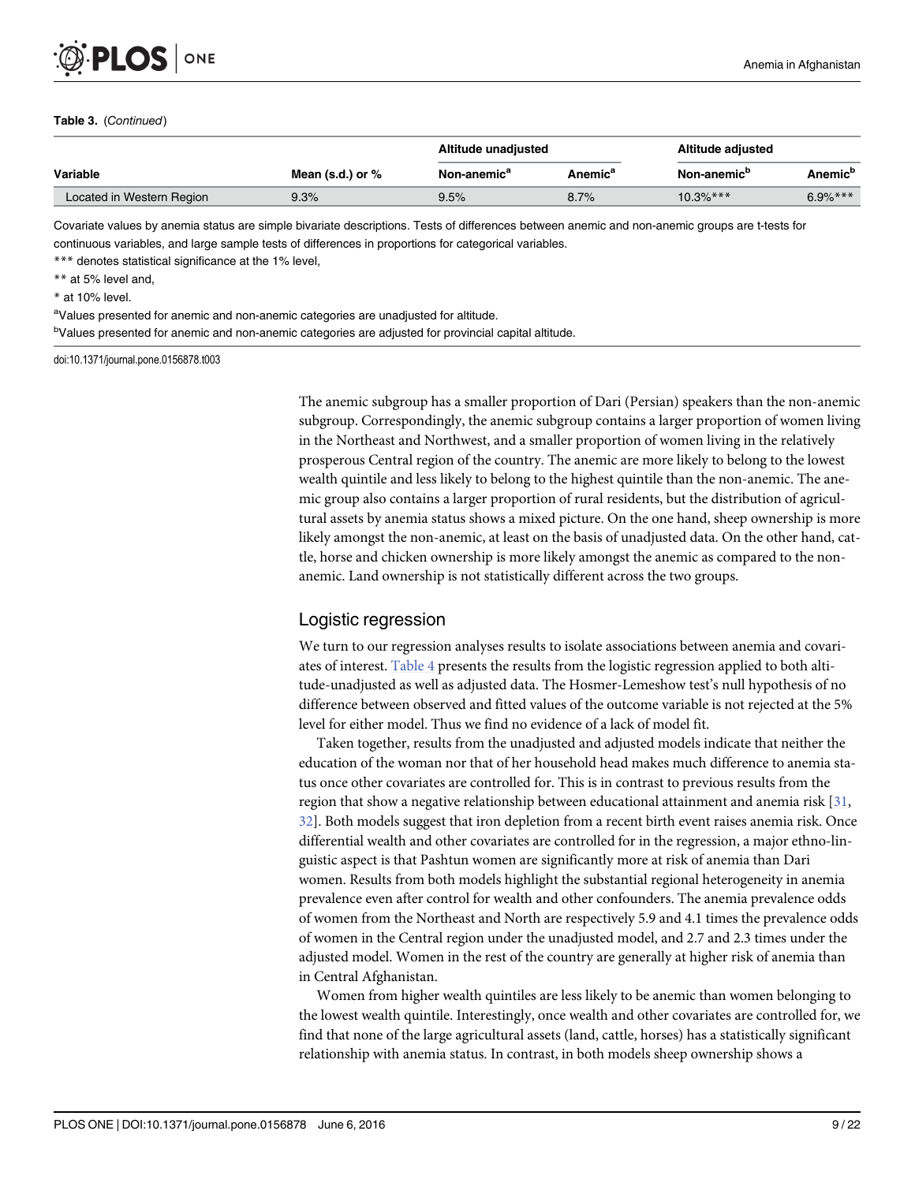**Table 3.** (*Continued*)

| Variable | Mean (s.d.) or % | Altitude unadjusted | | Altitude adjusted | |
|---|---|---|---|---|---|
| | | Non-anemic[a] | Anemic[a] | Non-anemic[b] | Anemic[b] |
| Located in Western Region | 9.3% | 9.5% | 8.7% | 10.3%*** | 6.9%*** |

Covariate values by anemia status are simple bivariate descriptions. Tests of differences between anemic and non-anemic groups are t-tests for continuous variables, and large sample tests of differences in proportions for categorical variables.

*** denotes statistical significance at the 1% level,

** at 5% level and,

* at 10% level.

[a]Values presented for anemic and non-anemic categories are unadjusted for altitude.

[b]Values presented for anemic and non-anemic categories are adjusted for provincial capital altitude.

doi:10.1371/journal.pone.0156878.t003

The anemic subgroup has a smaller proportion of Dari (Persian) speakers than the non-anemic subgroup. Correspondingly, the anemic subgroup contains a larger proportion of women living in the Northeast and Northwest, and a smaller proportion of women living in the relatively prosperous Central region of the country. The anemic are more likely to belong to the lowest wealth quintile and less likely to belong to the highest quintile than the non-anemic. The anemic group also contains a larger proportion of rural residents, but the distribution of agricultural assets by anemia status shows a mixed picture. On the one hand, sheep ownership is more likely amongst the non-anemic, at least on the basis of unadjusted data. On the other hand, cattle, horse and chicken ownership is more likely amongst the anemic as compared to the non-anemic. Land ownership is not statistically different across the two groups.

## Logistic regression

We turn to our regression analyses results to isolate associations between anemia and covariates of interest. Table 4 presents the results from the logistic regression applied to both altitude-unadjusted as well as adjusted data. The Hosmer-Lemeshow test's null hypothesis of no difference between observed and fitted values of the outcome variable is not rejected at the 5% level for either model. Thus we find no evidence of a lack of model fit.

Taken together, results from the unadjusted and adjusted models indicate that neither the education of the woman nor that of her household head makes much difference to anemia status once other covariates are controlled for. This is in contrast to previous results from the region that show a negative relationship between educational attainment and anemia risk [31, 32]. Both models suggest that iron depletion from a recent birth event raises anemia risk. Once differential wealth and other covariates are controlled for in the regression, a major ethno-linguistic aspect is that Pashtun women are significantly more at risk of anemia than Dari women. Results from both models highlight the substantial regional heterogeneity in anemia prevalence even after control for wealth and other confounders. The anemia prevalence odds of women from the Northeast and North are respectively 5.9 and 4.1 times the prevalence odds of women in the Central region under the unadjusted model, and 2.7 and 2.3 times under the adjusted model. Women in the rest of the country are generally at higher risk of anemia than in Central Afghanistan.

Women from higher wealth quintiles are less likely to be anemic than women belonging to the lowest wealth quintile. Interestingly, once wealth and other covariates are controlled for, we find that none of the large agricultural assets (land, cattle, horses) has a statistically significant relationship with anemia status. In contrast, in both models sheep ownership shows a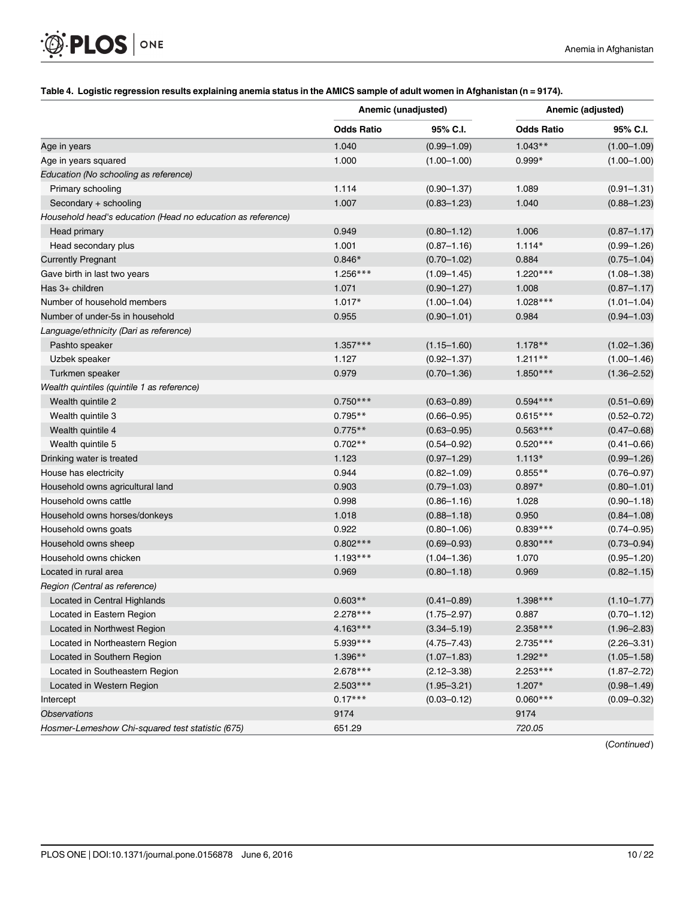**Table 4. Logistic regression results explaining anemia status in the AMICS sample of adult women in Afghanistan (n = 9174).**

| | Anemic (unadjusted) | | Anemic (adjusted) | |
|---|---|---|---|---|
| | **Odds Ratio** | **95% C.I.** | **Odds Ratio** | **95% C.I.** |
| Age in years | 1.040 | (0.99–1.09) | 1.043** | (1.00–1.09) |
| Age in years squared | 1.000 | (1.00–1.00) | 0.999* | (1.00–1.00) |
| *Education (No schooling as reference)* | | | | |
| Primary schooling | 1.114 | (0.90–1.37) | 1.089 | (0.91–1.31) |
| Secondary + schooling | 1.007 | (0.83–1.23) | 1.040 | (0.88–1.23) |
| *Household head's education (Head no education as reference)* | | | | |
| Head primary | 0.949 | (0.80–1.12) | 1.006 | (0.87–1.17) |
| Head secondary plus | 1.001 | (0.87–1.16) | 1.114* | (0.99–1.26) |
| Currently Pregnant | 0.846* | (0.70–1.02) | 0.884 | (0.75–1.04) |
| Gave birth in last two years | 1.256*** | (1.09–1.45) | 1.220*** | (1.08–1.38) |
| Has 3+ children | 1.071 | (0.90–1.27) | 1.008 | (0.87–1.17) |
| Number of household members | 1.017* | (1.00–1.04) | 1.028*** | (1.01–1.04) |
| Number of under-5s in household | 0.955 | (0.90–1.01) | 0.984 | (0.94–1.03) |
| *Language/ethnicity (Dari as reference)* | | | | |
| Pashto speaker | 1.357*** | (1.15–1.60) | 1.178** | (1.02–1.36) |
| Uzbek speaker | 1.127 | (0.92–1.37) | 1.211** | (1.00–1.46) |
| Turkmen speaker | 0.979 | (0.70–1.36) | 1.850*** | (1.36–2.52) |
| *Wealth quintiles (quintile 1 as reference)* | | | | |
| Wealth quintile 2 | 0.750*** | (0.63–0.89) | 0.594*** | (0.51–0.69) |
| Wealth quintile 3 | 0.795** | (0.66–0.95) | 0.615*** | (0.52–0.72) |
| Wealth quintile 4 | 0.775** | (0.63–0.95) | 0.563*** | (0.47–0.68) |
| Wealth quintile 5 | 0.702** | (0.54–0.92) | 0.520*** | (0.41–0.66) |
| Drinking water is treated | 1.123 | (0.97–1.29) | 1.113* | (0.99–1.26) |
| House has electricity | 0.944 | (0.82–1.09) | 0.855** | (0.76–0.97) |
| Household owns agricultural land | 0.903 | (0.79–1.03) | 0.897* | (0.80–1.01) |
| Household owns cattle | 0.998 | (0.86–1.16) | 1.028 | (0.90–1.18) |
| Household owns horses/donkeys | 1.018 | (0.88–1.18) | 0.950 | (0.84–1.08) |
| Household owns goats | 0.922 | (0.80–1.06) | 0.839*** | (0.74–0.95) |
| Household owns sheep | 0.802*** | (0.69–0.93) | 0.830*** | (0.73–0.94) |
| Household owns chicken | 1.193*** | (1.04–1.36) | 1.070 | (0.95–1.20) |
| Located in rural area | 0.969 | (0.80–1.18) | 0.969 | (0.82–1.15) |
| *Region (Central as reference)* | | | | |
| Located in Central Highlands | 0.603** | (0.41–0.89) | 1.398*** | (1.10–1.77) |
| Located in Eastern Region | 2.278*** | (1.75–2.97) | 0.887 | (0.70–1.12) |
| Located in Northwest Region | 4.163*** | (3.34–5.19) | 2.358*** | (1.96–2.83) |
| Located in Northeastern Region | 5.939*** | (4.75–7.43) | 2.735*** | (2.26–3.31) |
| Located in Southern Region | 1.396** | (1.07–1.83) | 1.292** | (1.05–1.58) |
| Located in Southeastern Region | 2.678*** | (2.12–3.38) | 2.253*** | (1.87–2.72) |
| Located in Western Region | 2.503*** | (1.95–3.21) | 1.207* | (0.98–1.49) |
| Intercept | 0.17*** | (0.03–0.12) | 0.060*** | (0.09–0.32) |
| *Observations* | 9174 | | 9174 | |
| *Hosmer-Lemeshow Chi-squared test statistic (675)* | 651.29 | | *720.05* | |

(*Continued*)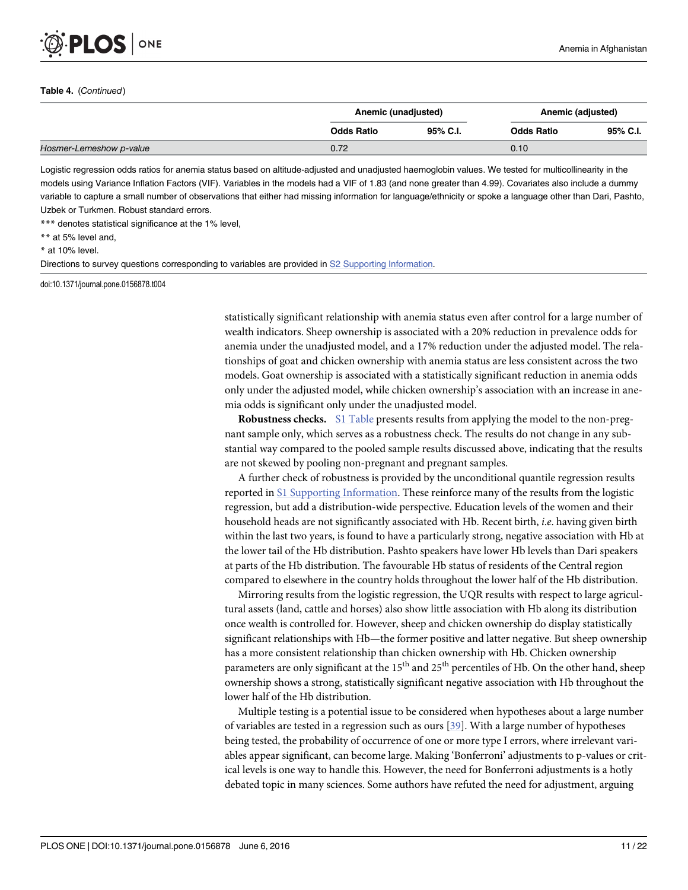**Table 4.** (*Continued*)

| | Anemic (unadjusted) | | Anemic (adjusted) | |
|---|---|---|---|---|
| | **Odds Ratio** | **95% C.I.** | **Odds Ratio** | **95% C.I.** |
| *Hosmer-Lemeshow p-value* | 0.72 | | 0.10 | |

Logistic regression odds ratios for anemia status based on altitude-adjusted and unadjusted haemoglobin values. We tested for multicollinearity in the models using Variance Inflation Factors (VIF). Variables in the models had a VIF of 1.83 (and none greater than 4.99). Covariates also include a dummy variable to capture a small number of observations that either had missing information for language/ethnicity or spoke a language other than Dari, Pashto, Uzbek or Turkmen. Robust standard errors.

*** denotes statistical significance at the 1% level,

** at 5% level and,

* at 10% level.

Directions to survey questions corresponding to variables are provided in S2 Supporting Information.

doi:10.1371/journal.pone.0156878.t004

statistically significant relationship with anemia status even after control for a large number of wealth indicators. Sheep ownership is associated with a 20% reduction in prevalence odds for anemia under the unadjusted model, and a 17% reduction under the adjusted model. The relationships of goat and chicken ownership with anemia status are less consistent across the two models. Goat ownership is associated with a statistically significant reduction in anemia odds only under the adjusted model, while chicken ownership's association with an increase in anemia odds is significant only under the unadjusted model.

**Robustness checks.** S1 Table presents results from applying the model to the non-pregnant sample only, which serves as a robustness check. The results do not change in any substantial way compared to the pooled sample results discussed above, indicating that the results are not skewed by pooling non-pregnant and pregnant samples.

A further check of robustness is provided by the unconditional quantile regression results reported in S1 Supporting Information. These reinforce many of the results from the logistic regression, but add a distribution-wide perspective. Education levels of the women and their household heads are not significantly associated with Hb. Recent birth, *i.e*. having given birth within the last two years, is found to have a particularly strong, negative association with Hb at the lower tail of the Hb distribution. Pashto speakers have lower Hb levels than Dari speakers at parts of the Hb distribution. The favourable Hb status of residents of the Central region compared to elsewhere in the country holds throughout the lower half of the Hb distribution.

Mirroring results from the logistic regression, the UQR results with respect to large agricultural assets (land, cattle and horses) also show little association with Hb along its distribution once wealth is controlled for. However, sheep and chicken ownership do display statistically significant relationships with Hb—the former positive and latter negative. But sheep ownership has a more consistent relationship than chicken ownership with Hb. Chicken ownership parameters are only significant at the 15$^{th}$ and 25$^{th}$ percentiles of Hb. On the other hand, sheep ownership shows a strong, statistically significant negative association with Hb throughout the lower half of the Hb distribution.

Multiple testing is a potential issue to be considered when hypotheses about a large number of variables are tested in a regression such as ours [39]. With a large number of hypotheses being tested, the probability of occurrence of one or more type I errors, where irrelevant variables appear significant, can become large. Making 'Bonferroni' adjustments to p-values or critical levels is one way to handle this. However, the need for Bonferroni adjustments is a hotly debated topic in many sciences. Some authors have refuted the need for adjustment, arguing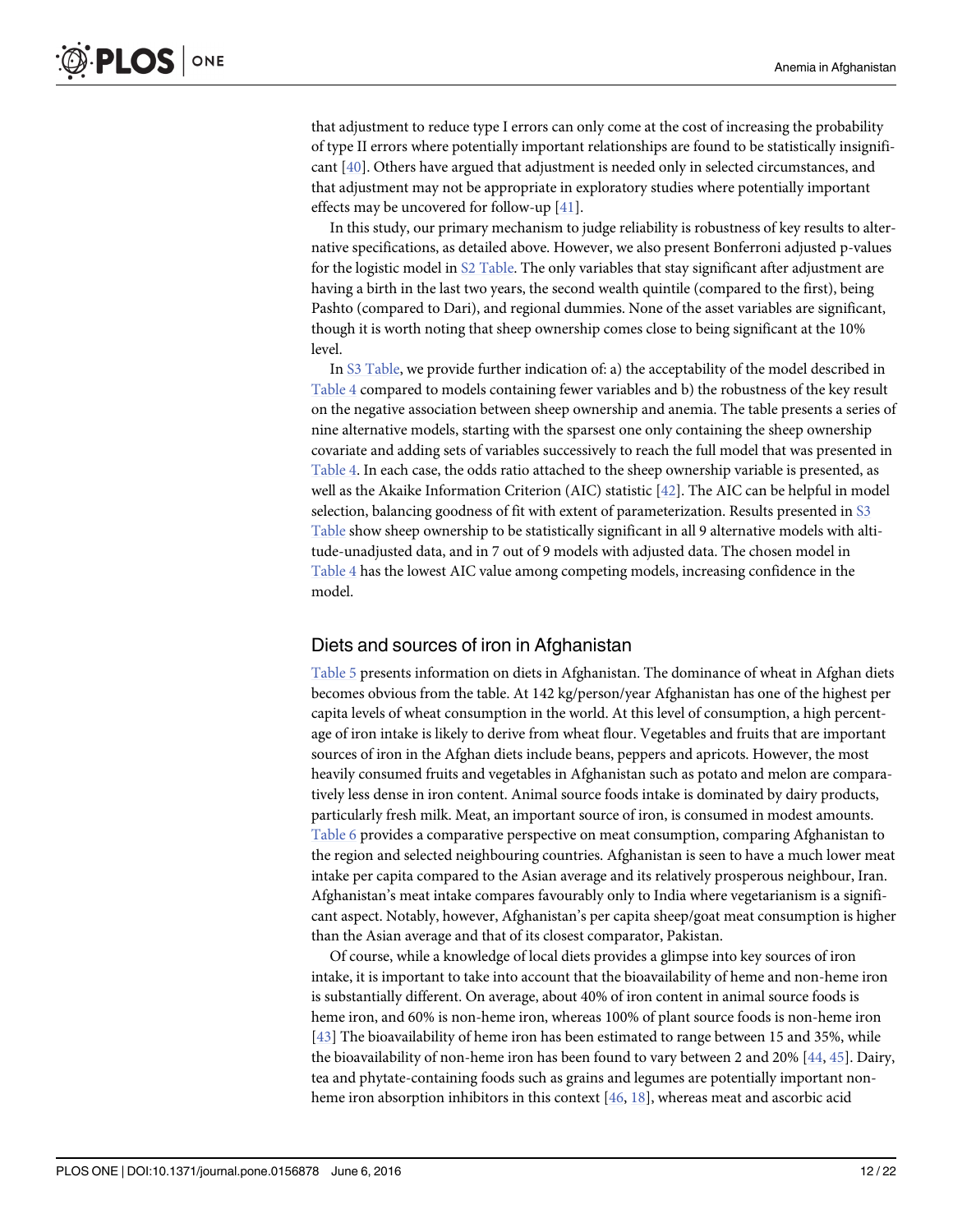that adjustment to reduce type I errors can only come at the cost of increasing the probability of type II errors where potentially important relationships are found to be statistically insignificant [40]. Others have argued that adjustment is needed only in selected circumstances, and that adjustment may not be appropriate in exploratory studies where potentially important effects may be uncovered for follow-up [41].

In this study, our primary mechanism to judge reliability is robustness of key results to alternative specifications, as detailed above. However, we also present Bonferroni adjusted p-values for the logistic model in S2 Table. The only variables that stay significant after adjustment are having a birth in the last two years, the second wealth quintile (compared to the first), being Pashto (compared to Dari), and regional dummies. None of the asset variables are significant, though it is worth noting that sheep ownership comes close to being significant at the 10% level.

In S3 Table, we provide further indication of: a) the acceptability of the model described in Table 4 compared to models containing fewer variables and b) the robustness of the key result on the negative association between sheep ownership and anemia. The table presents a series of nine alternative models, starting with the sparsest one only containing the sheep ownership covariate and adding sets of variables successively to reach the full model that was presented in Table 4. In each case, the odds ratio attached to the sheep ownership variable is presented, as well as the Akaike Information Criterion (AIC) statistic [42]. The AIC can be helpful in model selection, balancing goodness of fit with extent of parameterization. Results presented in S3 Table show sheep ownership to be statistically significant in all 9 alternative models with altitude-unadjusted data, and in 7 out of 9 models with adjusted data. The chosen model in Table 4 has the lowest AIC value among competing models, increasing confidence in the model.

## Diets and sources of iron in Afghanistan

Table 5 presents information on diets in Afghanistan. The dominance of wheat in Afghan diets becomes obvious from the table. At 142 kg/person/year Afghanistan has one of the highest per capita levels of wheat consumption in the world. At this level of consumption, a high percentage of iron intake is likely to derive from wheat flour. Vegetables and fruits that are important sources of iron in the Afghan diets include beans, peppers and apricots. However, the most heavily consumed fruits and vegetables in Afghanistan such as potato and melon are comparatively less dense in iron content. Animal source foods intake is dominated by dairy products, particularly fresh milk. Meat, an important source of iron, is consumed in modest amounts. Table 6 provides a comparative perspective on meat consumption, comparing Afghanistan to the region and selected neighbouring countries. Afghanistan is seen to have a much lower meat intake per capita compared to the Asian average and its relatively prosperous neighbour, Iran. Afghanistan's meat intake compares favourably only to India where vegetarianism is a significant aspect. Notably, however, Afghanistan's per capita sheep/goat meat consumption is higher than the Asian average and that of its closest comparator, Pakistan.

Of course, while a knowledge of local diets provides a glimpse into key sources of iron intake, it is important to take into account that the bioavailability of heme and non-heme iron is substantially different. On average, about 40% of iron content in animal source foods is heme iron, and 60% is non-heme iron, whereas 100% of plant source foods is non-heme iron [43] The bioavailability of heme iron has been estimated to range between 15 and 35%, while the bioavailability of non-heme iron has been found to vary between 2 and 20% [44, 45]. Dairy, tea and phytate-containing foods such as grains and legumes are potentially important non-heme iron absorption inhibitors in this context [46, 18], whereas meat and ascorbic acid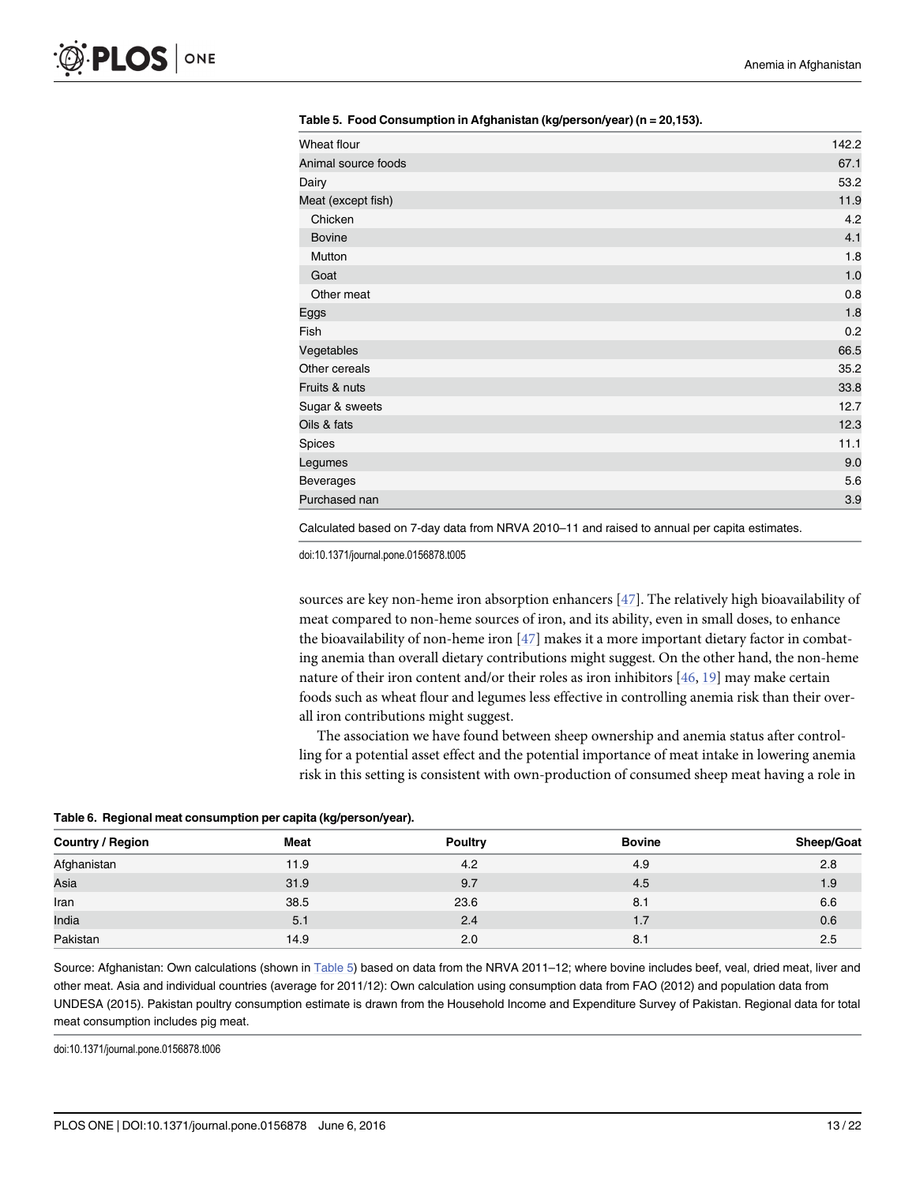**Table 5. Food Consumption in Afghanistan (kg/person/year) (n = 20,153).**

| | |
|---|---|
| Wheat flour | 142.2 |
| Animal source foods | 67.1 |
| Dairy | 53.2 |
| Meat (except fish) | 11.9 |
| Chicken | 4.2 |
| Bovine | 4.1 |
| Mutton | 1.8 |
| Goat | 1.0 |
| Other meat | 0.8 |
| Eggs | 1.8 |
| Fish | 0.2 |
| Vegetables | 66.5 |
| Other cereals | 35.2 |
| Fruits & nuts | 33.8 |
| Sugar & sweets | 12.7 |
| Oils & fats | 12.3 |
| Spices | 11.1 |
| Legumes | 9.0 |
| Beverages | 5.6 |
| Purchased nan | 3.9 |

Calculated based on 7-day data from NRVA 2010–11 and raised to annual per capita estimates.

doi:10.1371/journal.pone.0156878.t005

sources are key non-heme iron absorption enhancers [47]. The relatively high bioavailability of meat compared to non-heme sources of iron, and its ability, even in small doses, to enhance the bioavailability of non-heme iron [47] makes it a more important dietary factor in combating anemia than overall dietary contributions might suggest. On the other hand, the non-heme nature of their iron content and/or their roles as iron inhibitors [46, 19] may make certain foods such as wheat flour and legumes less effective in controlling anemia risk than their overall iron contributions might suggest.

The association we have found between sheep ownership and anemia status after controlling for a potential asset effect and the potential importance of meat intake in lowering anemia risk in this setting is consistent with own-production of consumed sheep meat having a role in

**Table 6. Regional meat consumption per capita (kg/person/year).**

| Country / Region | Meat | Poultry | Bovine | Sheep/Goat |
|---|---|---|---|---|
| Afghanistan | 11.9 | 4.2 | 4.9 | 2.8 |
| Asia | 31.9 | 9.7 | 4.5 | 1.9 |
| Iran | 38.5 | 23.6 | 8.1 | 6.6 |
| India | 5.1 | 2.4 | 1.7 | 0.6 |
| Pakistan | 14.9 | 2.0 | 8.1 | 2.5 |

Source: Afghanistan: Own calculations (shown in Table 5) based on data from the NRVA 2011–12; where bovine includes beef, veal, dried meat, liver and other meat. Asia and individual countries (average for 2011/12): Own calculation using consumption data from FAO (2012) and population data from UNDESA (2015). Pakistan poultry consumption estimate is drawn from the Household Income and Expenditure Survey of Pakistan. Regional data for total meat consumption includes pig meat.

doi:10.1371/journal.pone.0156878.t006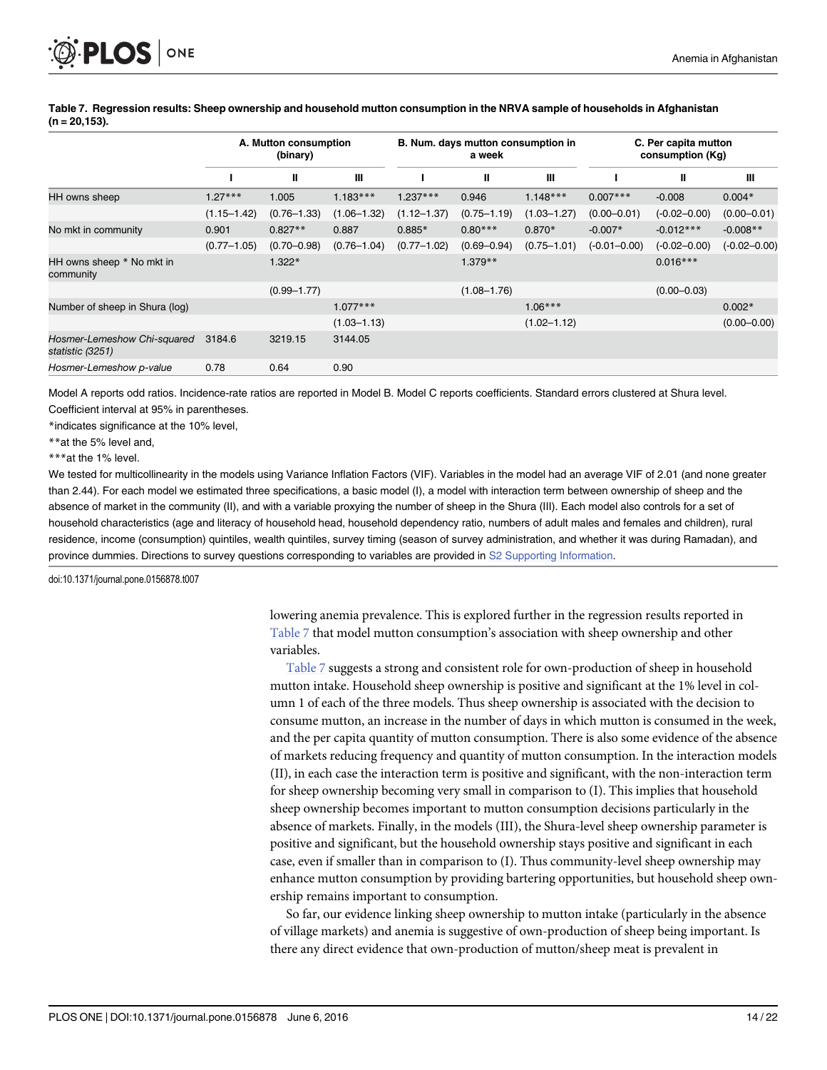**Table 7. Regression results: Sheep ownership and household mutton consumption in the NRVA sample of households in Afghanistan (n = 20,153).**

| | A. Mutton consumption (binary) | | | B. Num. days mutton consumption in a week | | | C. Per capita mutton consumption (Kg) | | |
|---|---|---|---|---|---|---|---|---|---|
| | I | II | III | I | II | III | I | II | III |
| HH owns sheep | 1.27*** | 1.005 | 1.183*** | 1.237*** | 0.946 | 1.148*** | 0.007*** | -0.008 | 0.004* |
| | (1.15–1.42) | (0.76–1.33) | (1.06–1.32) | (1.12–1.37) | (0.75–1.19) | (1.03–1.27) | (0.00–0.01) | (-0.02–0.00) | (0.00–0.01) |
| No mkt in community | 0.901 | 0.827** | 0.887 | 0.885* | 0.80*** | 0.870* | -0.007* | -0.012*** | -0.008** |
| | (0.77–1.05) | (0.70–0.98) | (0.76–1.04) | (0.77–1.02) | (0.69–0.94) | (0.75–1.01) | (-0.01–0.00) | (-0.02–0.00) | (-0.02–0.00) |
| HH owns sheep * No mkt in community | | 1.322* | | | 1.379** | | | 0.016*** | |
| | | (0.99–1.77) | | | (1.08–1.76) | | | (0.00–0.03) | |
| Number of sheep in Shura (log) | | | 1.077*** | | | 1.06*** | | | 0.002* |
| | | | (1.03–1.13) | | | (1.02–1.12) | | | (0.00–0.00) |
| *Hosmer-Lemeshow Chi-squared statistic (3251)* | 3184.6 | 3219.15 | 3144.05 | | | | | | |
| *Hosmer-Lemeshow p-value* | 0.78 | 0.64 | 0.90 | | | | | | |

Model A reports odd ratios. Incidence-rate ratios are reported in Model B. Model C reports coefficients. Standard errors clustered at Shura level. Coefficient interval at 95% in parentheses.

*indicates significance at the 10% level,

**at the 5% level and,

***at the 1% level.

We tested for multicollinearity in the models using Variance Inflation Factors (VIF). Variables in the model had an average VIF of 2.01 (and none greater than 2.44). For each model we estimated three specifications, a basic model (I), a model with interaction term between ownership of sheep and the absence of market in the community (II), and with a variable proxying the number of sheep in the Shura (III). Each model also controls for a set of household characteristics (age and literacy of household head, household dependency ratio, numbers of adult males and females and children), rural residence, income (consumption) quintiles, wealth quintiles, survey timing (season of survey administration, and whether it was during Ramadan), and province dummies. Directions to survey questions corresponding to variables are provided in S2 Supporting Information.

doi:10.1371/journal.pone.0156878.t007

lowering anemia prevalence. This is explored further in the regression results reported in Table 7 that model mutton consumption's association with sheep ownership and other variables.

Table 7 suggests a strong and consistent role for own-production of sheep in household mutton intake. Household sheep ownership is positive and significant at the 1% level in column 1 of each of the three models. Thus sheep ownership is associated with the decision to consume mutton, an increase in the number of days in which mutton is consumed in the week, and the per capita quantity of mutton consumption. There is also some evidence of the absence of markets reducing frequency and quantity of mutton consumption. In the interaction models (II), in each case the interaction term is positive and significant, with the non-interaction term for sheep ownership becoming very small in comparison to (I). This implies that household sheep ownership becomes important to mutton consumption decisions particularly in the absence of markets. Finally, in the models (III), the Shura-level sheep ownership parameter is positive and significant, but the household ownership stays positive and significant in each case, even if smaller than in comparison to (I). Thus community-level sheep ownership may enhance mutton consumption by providing bartering opportunities, but household sheep ownership remains important to consumption.

So far, our evidence linking sheep ownership to mutton intake (particularly in the absence of village markets) and anemia is suggestive of own-production of sheep being important. Is there any direct evidence that own-production of mutton/sheep meat is prevalent in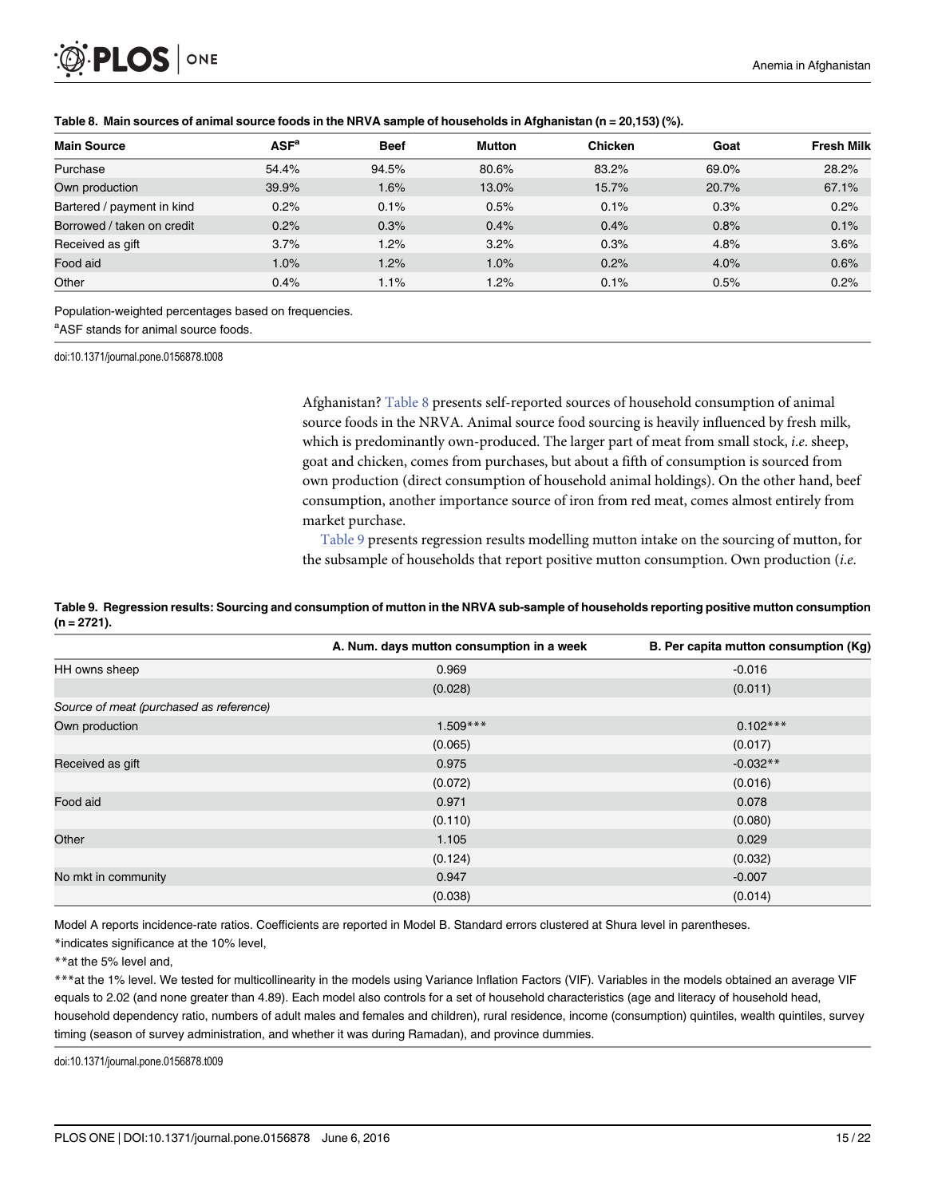**Table 8. Main sources of animal source foods in the NRVA sample of households in Afghanistan (n = 20,153) (%).**

| Main Source | ASF[a] | Beef | Mutton | Chicken | Goat | Fresh Milk |
|---|---|---|---|---|---|---|
| Purchase | 54.4% | 94.5% | 80.6% | 83.2% | 69.0% | 28.2% |
| Own production | 39.9% | 1.6% | 13.0% | 15.7% | 20.7% | 67.1% |
| Bartered / payment in kind | 0.2% | 0.1% | 0.5% | 0.1% | 0.3% | 0.2% |
| Borrowed / taken on credit | 0.2% | 0.3% | 0.4% | 0.4% | 0.8% | 0.1% |
| Received as gift | 3.7% | 1.2% | 3.2% | 0.3% | 4.8% | 3.6% |
| Food aid | 1.0% | 1.2% | 1.0% | 0.2% | 4.0% | 0.6% |
| Other | 0.4% | 1.1% | 1.2% | 0.1% | 0.5% | 0.2% |

Population-weighted percentages based on frequencies.

[a]ASF stands for animal source foods.

doi:10.1371/journal.pone.0156878.t008

Afghanistan? Table 8 presents self-reported sources of household consumption of animal source foods in the NRVA. Animal source food sourcing is heavily influenced by fresh milk, which is predominantly own-produced. The larger part of meat from small stock, *i.e.* sheep, goat and chicken, comes from purchases, but about a fifth of consumption is sourced from own production (direct consumption of household animal holdings). On the other hand, beef consumption, another importance source of iron from red meat, comes almost entirely from market purchase.

Table 9 presents regression results modelling mutton intake on the sourcing of mutton, for the subsample of households that report positive mutton consumption. Own production (*i.e.*

**Table 9. Regression results: Sourcing and consumption of mutton in the NRVA sub-sample of households reporting positive mutton consumption (n = 2721).**

| | A. Num. days mutton consumption in a week | B. Per capita mutton consumption (Kg) |
|---|---|---|
| HH owns sheep | 0.969 | -0.016 |
| | (0.028) | (0.011) |
| *Source of meat (purchased as reference)* | | |
| Own production | 1.509*** | 0.102*** |
| | (0.065) | (0.017) |
| Received as gift | 0.975 | -0.032** |
| | (0.072) | (0.016) |
| Food aid | 0.971 | 0.078 |
| | (0.110) | (0.080) |
| Other | 1.105 | 0.029 |
| | (0.124) | (0.032) |
| No mkt in community | 0.947 | -0.007 |
| | (0.038) | (0.014) |

Model A reports incidence-rate ratios. Coefficients are reported in Model B. Standard errors clustered at Shura level in parentheses.

*indicates significance at the 10% level,

**at the 5% level and,

***at the 1% level. We tested for multicollinearity in the models using Variance Inflation Factors (VIF). Variables in the models obtained an average VIF equals to 2.02 (and none greater than 4.89). Each model also controls for a set of household characteristics (age and literacy of household head, household dependency ratio, numbers of adult males and females and children), rural residence, income (consumption) quintiles, wealth quintiles, survey timing (season of survey administration, and whether it was during Ramadan), and province dummies.

doi:10.1371/journal.pone.0156878.t009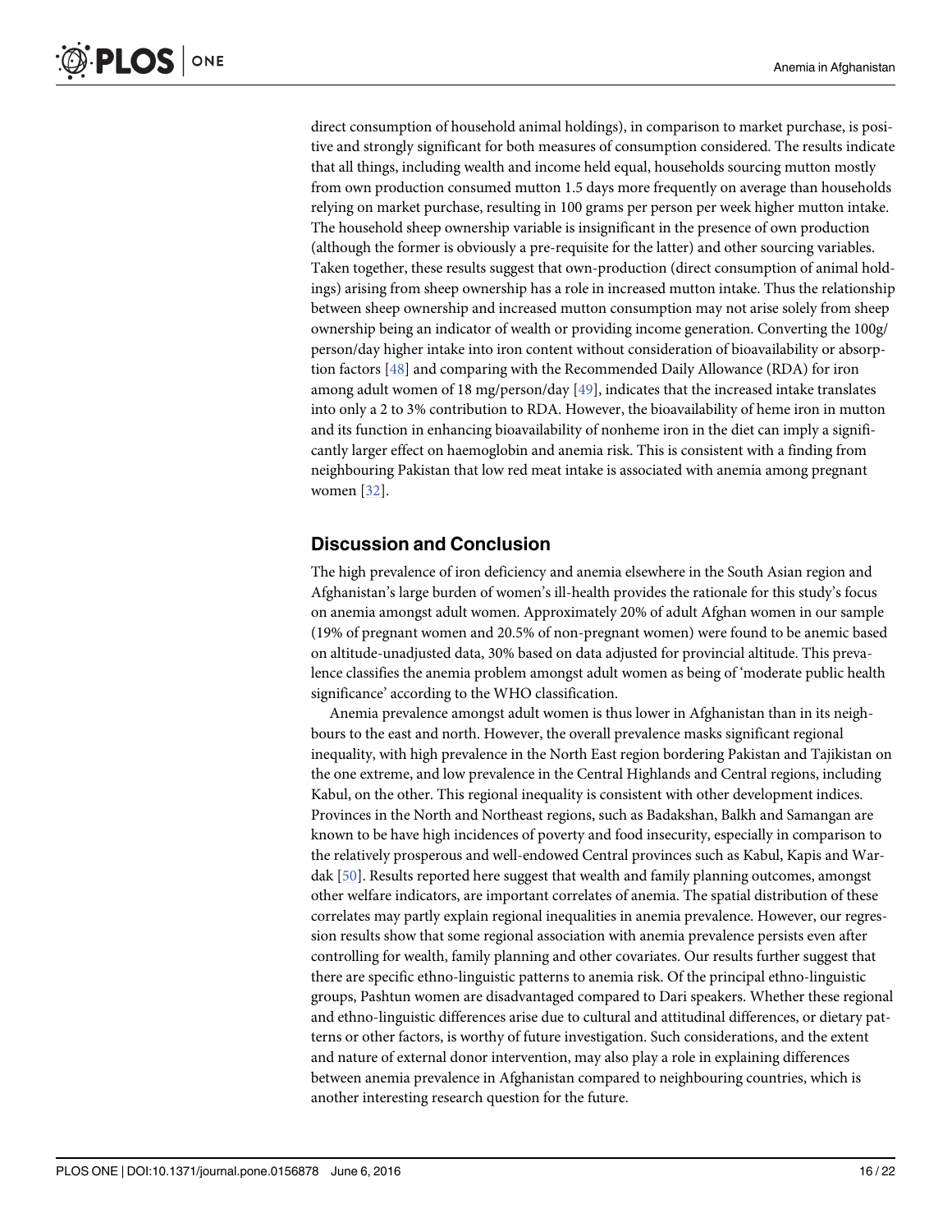direct consumption of household animal holdings), in comparison to market purchase, is positive and strongly significant for both measures of consumption considered. The results indicate that all things, including wealth and income held equal, households sourcing mutton mostly from own production consumed mutton 1.5 days more frequently on average than households relying on market purchase, resulting in 100 grams per person per week higher mutton intake. The household sheep ownership variable is insignificant in the presence of own production (although the former is obviously a pre-requisite for the latter) and other sourcing variables. Taken together, these results suggest that own-production (direct consumption of animal holdings) arising from sheep ownership has a role in increased mutton intake. Thus the relationship between sheep ownership and increased mutton consumption may not arise solely from sheep ownership being an indicator of wealth or providing income generation. Converting the 100g/person/day higher intake into iron content without consideration of bioavailability or absorption factors [48] and comparing with the Recommended Daily Allowance (RDA) for iron among adult women of 18 mg/person/day [49], indicates that the increased intake translates into only a 2 to 3% contribution to RDA. However, the bioavailability of heme iron in mutton and its function in enhancing bioavailability of nonheme iron in the diet can imply a significantly larger effect on haemoglobin and anemia risk. This is consistent with a finding from neighbouring Pakistan that low red meat intake is associated with anemia among pregnant women [32].

## Discussion and Conclusion

The high prevalence of iron deficiency and anemia elsewhere in the South Asian region and Afghanistan's large burden of women's ill-health provides the rationale for this study's focus on anemia amongst adult women. Approximately 20% of adult Afghan women in our sample (19% of pregnant women and 20.5% of non-pregnant women) were found to be anemic based on altitude-unadjusted data, 30% based on data adjusted for provincial altitude. This prevalence classifies the anemia problem amongst adult women as being of 'moderate public health significance' according to the WHO classification.

Anemia prevalence amongst adult women is thus lower in Afghanistan than in its neighbours to the east and north. However, the overall prevalence masks significant regional inequality, with high prevalence in the North East region bordering Pakistan and Tajikistan on the one extreme, and low prevalence in the Central Highlands and Central regions, including Kabul, on the other. This regional inequality is consistent with other development indices. Provinces in the North and Northeast regions, such as Badakshan, Balkh and Samangan are known to be have high incidences of poverty and food insecurity, especially in comparison to the relatively prosperous and well-endowed Central provinces such as Kabul, Kapis and Wardak [50]. Results reported here suggest that wealth and family planning outcomes, amongst other welfare indicators, are important correlates of anemia. The spatial distribution of these correlates may partly explain regional inequalities in anemia prevalence. However, our regression results show that some regional association with anemia prevalence persists even after controlling for wealth, family planning and other covariates. Our results further suggest that there are specific ethno-linguistic patterns to anemia risk. Of the principal ethno-linguistic groups, Pashtun women are disadvantaged compared to Dari speakers. Whether these regional and ethno-linguistic differences arise due to cultural and attitudinal differences, or dietary patterns or other factors, is worthy of future investigation. Such considerations, and the extent and nature of external donor intervention, may also play a role in explaining differences between anemia prevalence in Afghanistan compared to neighbouring countries, which is another interesting research question for the future.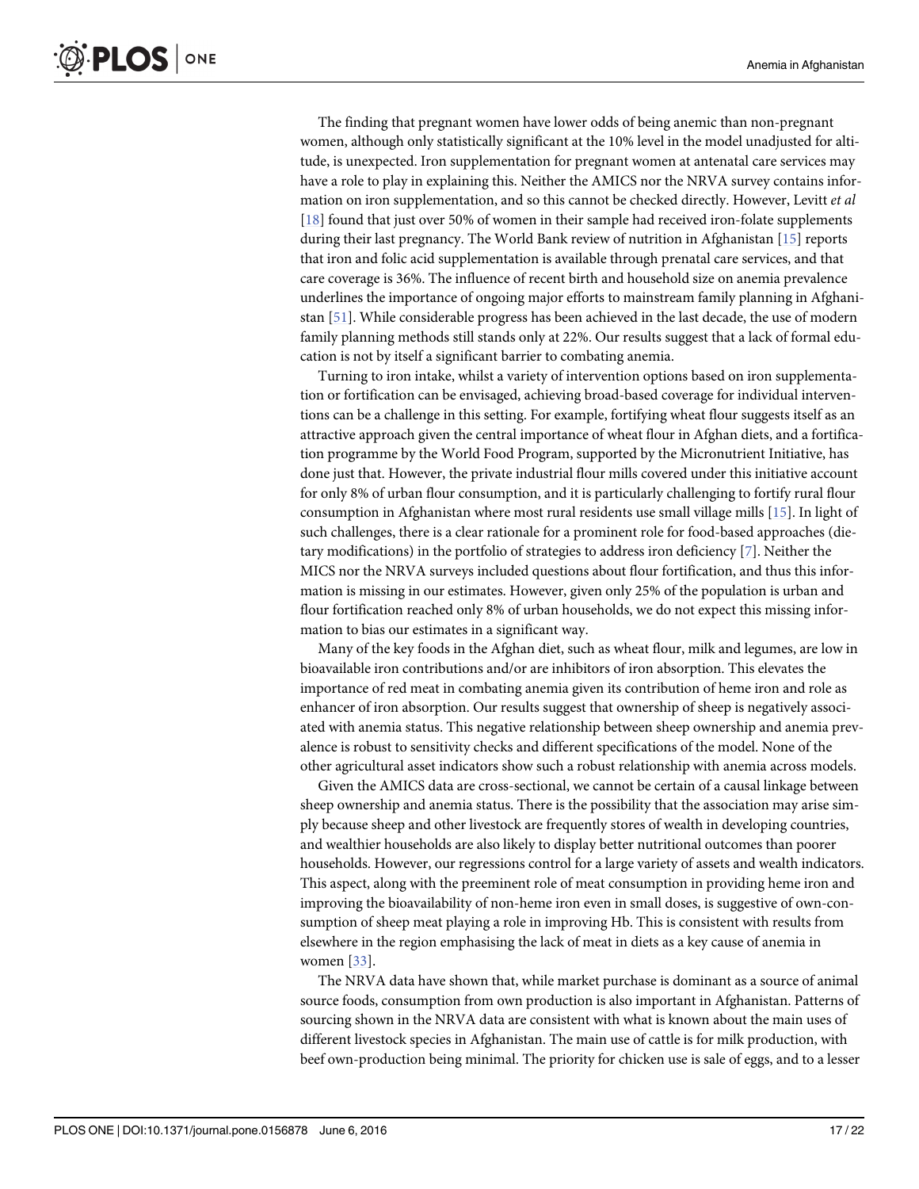The finding that pregnant women have lower odds of being anemic than non-pregnant women, although only statistically significant at the 10% level in the model unadjusted for altitude, is unexpected. Iron supplementation for pregnant women at antenatal care services may have a role to play in explaining this. Neither the AMICS nor the NRVA survey contains information on iron supplementation, and so this cannot be checked directly. However, Levitt *et al* [18] found that just over 50% of women in their sample had received iron-folate supplements during their last pregnancy. The World Bank review of nutrition in Afghanistan [15] reports that iron and folic acid supplementation is available through prenatal care services, and that care coverage is 36%. The influence of recent birth and household size on anemia prevalence underlines the importance of ongoing major efforts to mainstream family planning in Afghanistan [51]. While considerable progress has been achieved in the last decade, the use of modern family planning methods still stands only at 22%. Our results suggest that a lack of formal education is not by itself a significant barrier to combating anemia.

Turning to iron intake, whilst a variety of intervention options based on iron supplementation or fortification can be envisaged, achieving broad-based coverage for individual interventions can be a challenge in this setting. For example, fortifying wheat flour suggests itself as an attractive approach given the central importance of wheat flour in Afghan diets, and a fortification programme by the World Food Program, supported by the Micronutrient Initiative, has done just that. However, the private industrial flour mills covered under this initiative account for only 8% of urban flour consumption, and it is particularly challenging to fortify rural flour consumption in Afghanistan where most rural residents use small village mills [15]. In light of such challenges, there is a clear rationale for a prominent role for food-based approaches (dietary modifications) in the portfolio of strategies to address iron deficiency [7]. Neither the MICS nor the NRVA surveys included questions about flour fortification, and thus this information is missing in our estimates. However, given only 25% of the population is urban and flour fortification reached only 8% of urban households, we do not expect this missing information to bias our estimates in a significant way.

Many of the key foods in the Afghan diet, such as wheat flour, milk and legumes, are low in bioavailable iron contributions and/or are inhibitors of iron absorption. This elevates the importance of red meat in combating anemia given its contribution of heme iron and role as enhancer of iron absorption. Our results suggest that ownership of sheep is negatively associated with anemia status. This negative relationship between sheep ownership and anemia prevalence is robust to sensitivity checks and different specifications of the model. None of the other agricultural asset indicators show such a robust relationship with anemia across models.

Given the AMICS data are cross-sectional, we cannot be certain of a causal linkage between sheep ownership and anemia status. There is the possibility that the association may arise simply because sheep and other livestock are frequently stores of wealth in developing countries, and wealthier households are also likely to display better nutritional outcomes than poorer households. However, our regressions control for a large variety of assets and wealth indicators. This aspect, along with the preeminent role of meat consumption in providing heme iron and improving the bioavailability of non-heme iron even in small doses, is suggestive of own-consumption of sheep meat playing a role in improving Hb. This is consistent with results from elsewhere in the region emphasising the lack of meat in diets as a key cause of anemia in women [33].

The NRVA data have shown that, while market purchase is dominant as a source of animal source foods, consumption from own production is also important in Afghanistan. Patterns of sourcing shown in the NRVA data are consistent with what is known about the main uses of different livestock species in Afghanistan. The main use of cattle is for milk production, with beef own-production being minimal. The priority for chicken use is sale of eggs, and to a lesser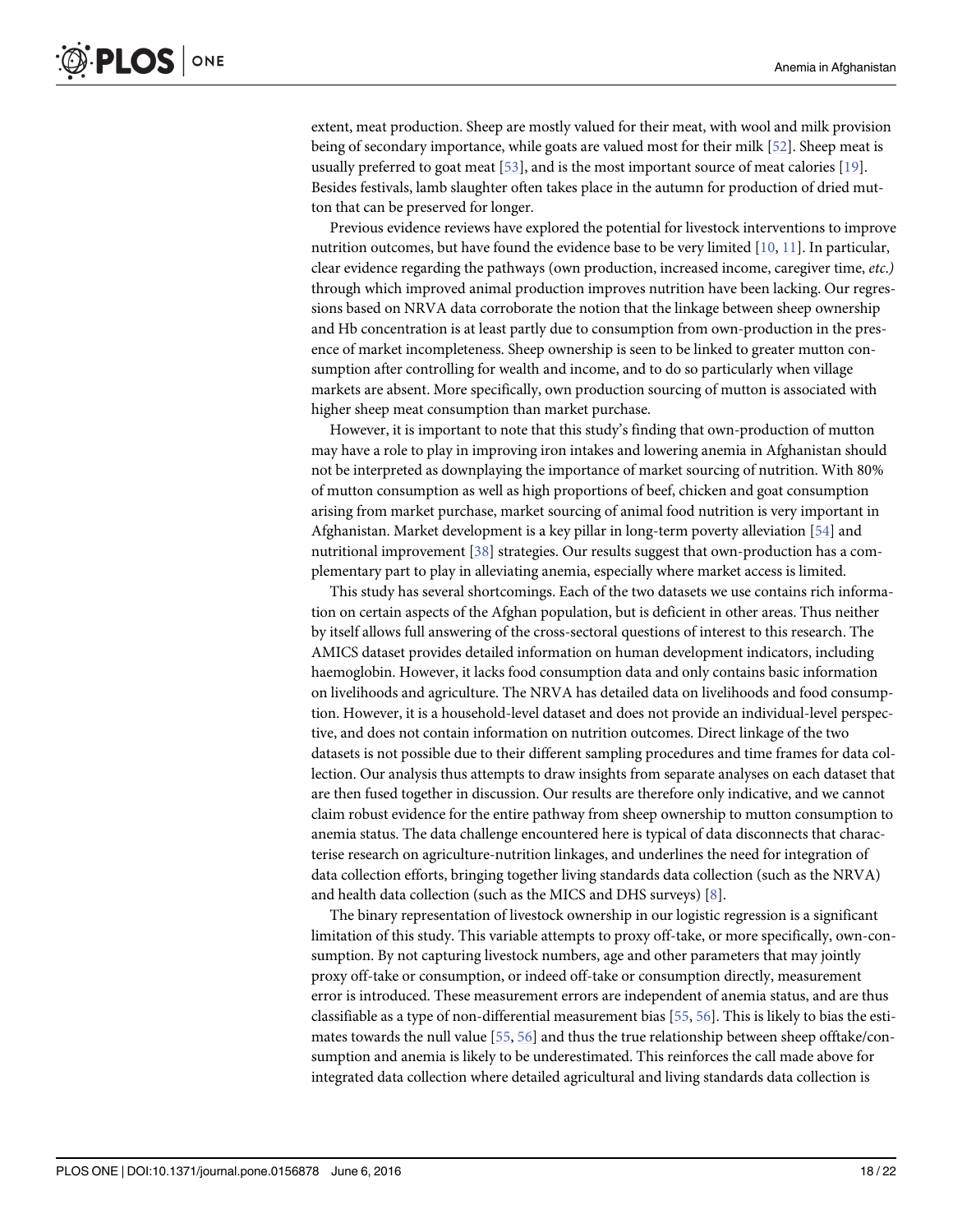extent, meat production. Sheep are mostly valued for their meat, with wool and milk provision being of secondary importance, while goats are valued most for their milk [52]. Sheep meat is usually preferred to goat meat [53], and is the most important source of meat calories [19]. Besides festivals, lamb slaughter often takes place in the autumn for production of dried mutton that can be preserved for longer.

Previous evidence reviews have explored the potential for livestock interventions to improve nutrition outcomes, but have found the evidence base to be very limited [10, 11]. In particular, clear evidence regarding the pathways (own production, increased income, caregiver time, *etc.)* through which improved animal production improves nutrition have been lacking. Our regressions based on NRVA data corroborate the notion that the linkage between sheep ownership and Hb concentration is at least partly due to consumption from own-production in the presence of market incompleteness. Sheep ownership is seen to be linked to greater mutton consumption after controlling for wealth and income, and to do so particularly when village markets are absent. More specifically, own production sourcing of mutton is associated with higher sheep meat consumption than market purchase.

However, it is important to note that this study's finding that own-production of mutton may have a role to play in improving iron intakes and lowering anemia in Afghanistan should not be interpreted as downplaying the importance of market sourcing of nutrition. With 80% of mutton consumption as well as high proportions of beef, chicken and goat consumption arising from market purchase, market sourcing of animal food nutrition is very important in Afghanistan. Market development is a key pillar in long-term poverty alleviation [54] and nutritional improvement [38] strategies. Our results suggest that own-production has a complementary part to play in alleviating anemia, especially where market access is limited.

This study has several shortcomings. Each of the two datasets we use contains rich information on certain aspects of the Afghan population, but is deficient in other areas. Thus neither by itself allows full answering of the cross-sectoral questions of interest to this research. The AMICS dataset provides detailed information on human development indicators, including haemoglobin. However, it lacks food consumption data and only contains basic information on livelihoods and agriculture. The NRVA has detailed data on livelihoods and food consumption. However, it is a household-level dataset and does not provide an individual-level perspective, and does not contain information on nutrition outcomes. Direct linkage of the two datasets is not possible due to their different sampling procedures and time frames for data collection. Our analysis thus attempts to draw insights from separate analyses on each dataset that are then fused together in discussion. Our results are therefore only indicative, and we cannot claim robust evidence for the entire pathway from sheep ownership to mutton consumption to anemia status. The data challenge encountered here is typical of data disconnects that characterise research on agriculture-nutrition linkages, and underlines the need for integration of data collection efforts, bringing together living standards data collection (such as the NRVA) and health data collection (such as the MICS and DHS surveys) [8].

The binary representation of livestock ownership in our logistic regression is a significant limitation of this study. This variable attempts to proxy off-take, or more specifically, own-consumption. By not capturing livestock numbers, age and other parameters that may jointly proxy off-take or consumption, or indeed off-take or consumption directly, measurement error is introduced. These measurement errors are independent of anemia status, and are thus classifiable as a type of non-differential measurement bias [55, 56]. This is likely to bias the estimates towards the null value [55, 56] and thus the true relationship between sheep offtake/consumption and anemia is likely to be underestimated. This reinforces the call made above for integrated data collection where detailed agricultural and living standards data collection is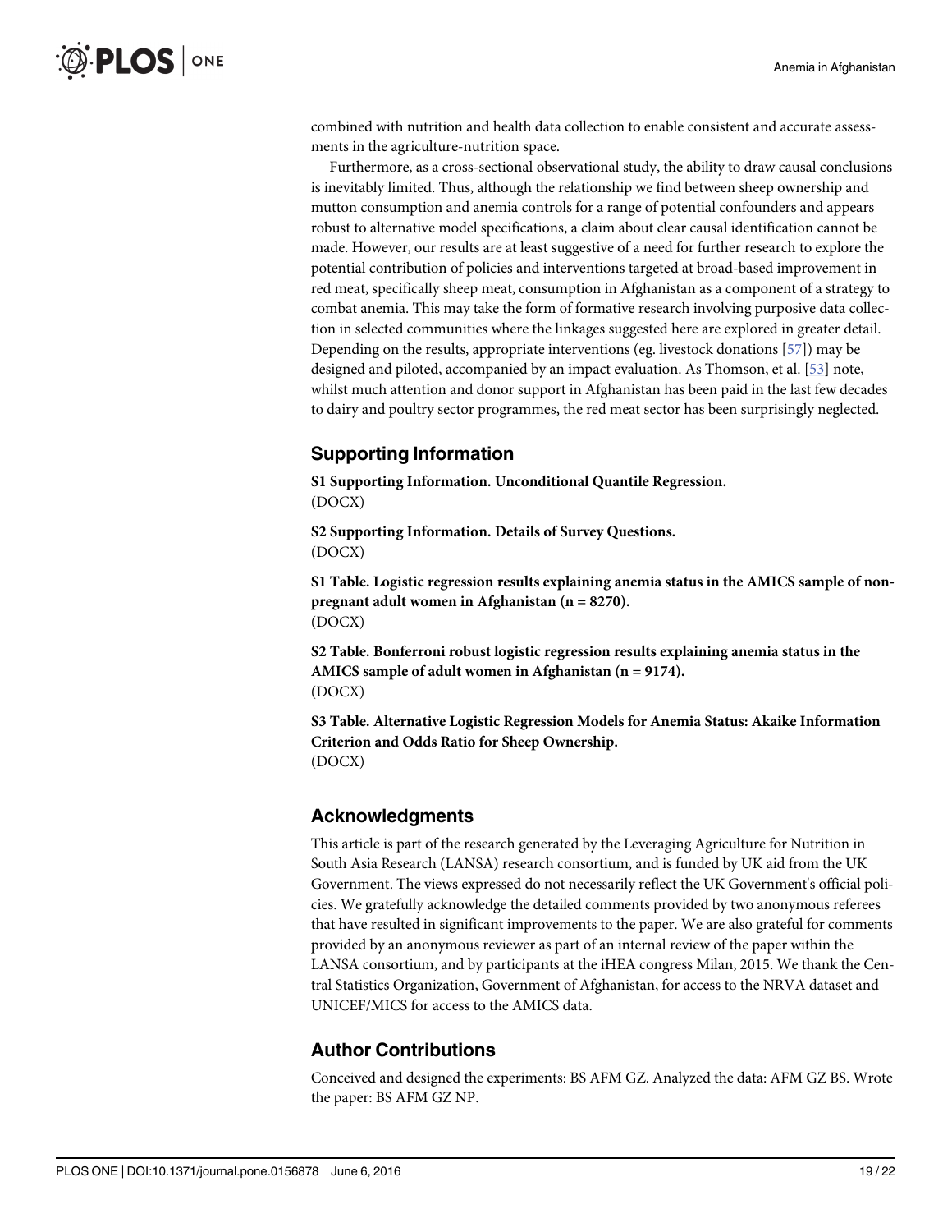combined with nutrition and health data collection to enable consistent and accurate assessments in the agriculture-nutrition space.

Furthermore, as a cross-sectional observational study, the ability to draw causal conclusions is inevitably limited. Thus, although the relationship we find between sheep ownership and mutton consumption and anemia controls for a range of potential confounders and appears robust to alternative model specifications, a claim about clear causal identification cannot be made. However, our results are at least suggestive of a need for further research to explore the potential contribution of policies and interventions targeted at broad-based improvement in red meat, specifically sheep meat, consumption in Afghanistan as a component of a strategy to combat anemia. This may take the form of formative research involving purposive data collection in selected communities where the linkages suggested here are explored in greater detail. Depending on the results, appropriate interventions (eg. livestock donations [57]) may be designed and piloted, accompanied by an impact evaluation. As Thomson, et al. [53] note, whilst much attention and donor support in Afghanistan has been paid in the last few decades to dairy and poultry sector programmes, the red meat sector has been surprisingly neglected.

## Supporting Information

**S1 Supporting Information. Unconditional Quantile Regression.**
(DOCX)

**S2 Supporting Information. Details of Survey Questions.**
(DOCX)

**S1 Table. Logistic regression results explaining anemia status in the AMICS sample of non-pregnant adult women in Afghanistan (n = 8270).**
(DOCX)

**S2 Table. Bonferroni robust logistic regression results explaining anemia status in the AMICS sample of adult women in Afghanistan (n = 9174).**
(DOCX)

**S3 Table. Alternative Logistic Regression Models for Anemia Status: Akaike Information Criterion and Odds Ratio for Sheep Ownership.**
(DOCX)

## Acknowledgments

This article is part of the research generated by the Leveraging Agriculture for Nutrition in South Asia Research (LANSA) research consortium, and is funded by UK aid from the UK Government. The views expressed do not necessarily reflect the UK Government's official policies. We gratefully acknowledge the detailed comments provided by two anonymous referees that have resulted in significant improvements to the paper. We are also grateful for comments provided by an anonymous reviewer as part of an internal review of the paper within the LANSA consortium, and by participants at the iHEA congress Milan, 2015. We thank the Central Statistics Organization, Government of Afghanistan, for access to the NRVA dataset and UNICEF/MICS for access to the AMICS data.

## Author Contributions

Conceived and designed the experiments: BS AFM GZ. Analyzed the data: AFM GZ BS. Wrote the paper: BS AFM GZ NP.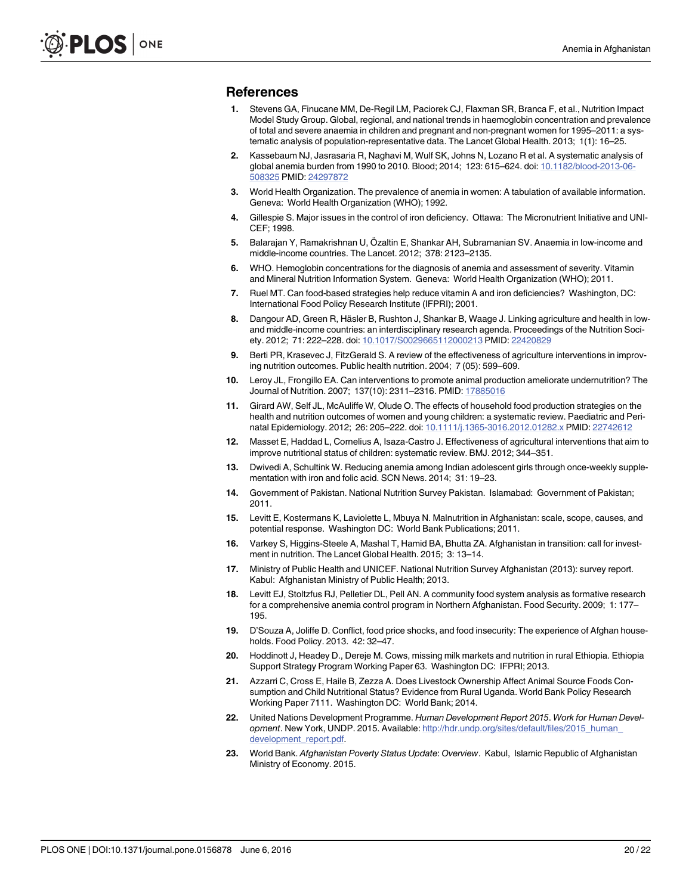## References

1. Stevens GA, Finucane MM, De-Regil LM, Paciorek CJ, Flaxman SR, Branca F, et al., Nutrition Impact Model Study Group. Global, regional, and national trends in haemoglobin concentration and prevalence of total and severe anaemia in children and pregnant and non-pregnant women for 1995–2011: a systematic analysis of population-representative data. The Lancet Global Health. 2013; 1(1): 16–25.
2. Kassebaum NJ, Jasrasaria R, Naghavi M, Wulf SK, Johns N, Lozano R et al. A systematic analysis of global anemia burden from 1990 to 2010. Blood; 2014; 123: 615–624. doi: 10.1182/blood-2013-06-508325 PMID: 24297872
3. World Health Organization. The prevalence of anemia in women: A tabulation of available information. Geneva: World Health Organization (WHO); 1992.
4. Gillespie S. Major issues in the control of iron deficiency. Ottawa: The Micronutrient Initiative and UNICEF; 1998.
5. Balarajan Y, Ramakrishnan U, Özaltin E, Shankar AH, Subramanian SV. Anaemia in low-income and middle-income countries. The Lancet. 2012; 378: 2123–2135.
6. WHO. Hemoglobin concentrations for the diagnosis of anemia and assessment of severity. Vitamin and Mineral Nutrition Information System. Geneva: World Health Organization (WHO); 2011.
7. Ruel MT. Can food-based strategies help reduce vitamin A and iron deficiencies? Washington, DC: International Food Policy Research Institute (IFPRI); 2001.
8. Dangour AD, Green R, Häsler B, Rushton J, Shankar B, Waage J. Linking agriculture and health in low- and middle-income countries: an interdisciplinary research agenda. Proceedings of the Nutrition Society. 2012; 71: 222–228. doi: 10.1017/S0029665112000213 PMID: 22420829
9. Berti PR, Krasevec J, FitzGerald S. A review of the effectiveness of agriculture interventions in improving nutrition outcomes. Public health nutrition. 2004; 7 (05): 599–609.
10. Leroy JL, Frongillo EA. Can interventions to promote animal production ameliorate undernutrition? The Journal of Nutrition. 2007; 137(10): 2311–2316. PMID: 17885016
11. Girard AW, Self JL, McAuliffe W, Olude O. The effects of household food production strategies on the health and nutrition outcomes of women and young children: a systematic review. Paediatric and Perinatal Epidemiology. 2012; 26: 205–222. doi: 10.1111/j.1365-3016.2012.01282.x PMID: 22742612
12. Masset E, Haddad L, Cornelius A, Isaza-Castro J. Effectiveness of agricultural interventions that aim to improve nutritional status of children: systematic review. BMJ. 2012; 344–351.
13. Dwivedi A, Schultink W. Reducing anemia among Indian adolescent girls through once-weekly supplementation with iron and folic acid. SCN News. 2014; 31: 19–23.
14. Government of Pakistan. National Nutrition Survey Pakistan. Islamabad: Government of Pakistan; 2011.
15. Levitt E, Kostermans K, Laviolette L, Mbuya N. Malnutrition in Afghanistan: scale, scope, causes, and potential response. Washington DC: World Bank Publications; 2011.
16. Varkey S, Higgins-Steele A, Mashal T, Hamid BA, Bhutta ZA. Afghanistan in transition: call for investment in nutrition. The Lancet Global Health. 2015; 3: 13–14.
17. Ministry of Public Health and UNICEF. National Nutrition Survey Afghanistan (2013): survey report. Kabul: Afghanistan Ministry of Public Health; 2013.
18. Levitt EJ, Stoltzfus RJ, Pelletier DL, Pell AN. A community food system analysis as formative research for a comprehensive anemia control program in Northern Afghanistan. Food Security. 2009; 1: 177–195.
19. D'Souza A, Joliffe D. Conflict, food price shocks, and food insecurity: The experience of Afghan households. Food Policy. 2013. 42: 32–47.
20. Hoddinott J, Headey D., Dereje M. Cows, missing milk markets and nutrition in rural Ethiopia. Ethiopia Support Strategy Program Working Paper 63. Washington DC: IFPRI; 2013.
21. Azzarri C, Cross E, Haile B, Zezza A. Does Livestock Ownership Affect Animal Source Foods Consumption and Child Nutritional Status? Evidence from Rural Uganda. World Bank Policy Research Working Paper 7111. Washington DC: World Bank; 2014.
22. United Nations Development Programme. *Human Development Report 2015*. *Work for Human Development*. New York, UNDP. 2015. Available: http://hdr.undp.org/sites/default/files/2015_human_development_report.pdf.
23. World Bank. *Afghanistan Poverty Status Update*: *Overview*. Kabul, Islamic Republic of Afghanistan Ministry of Economy. 2015.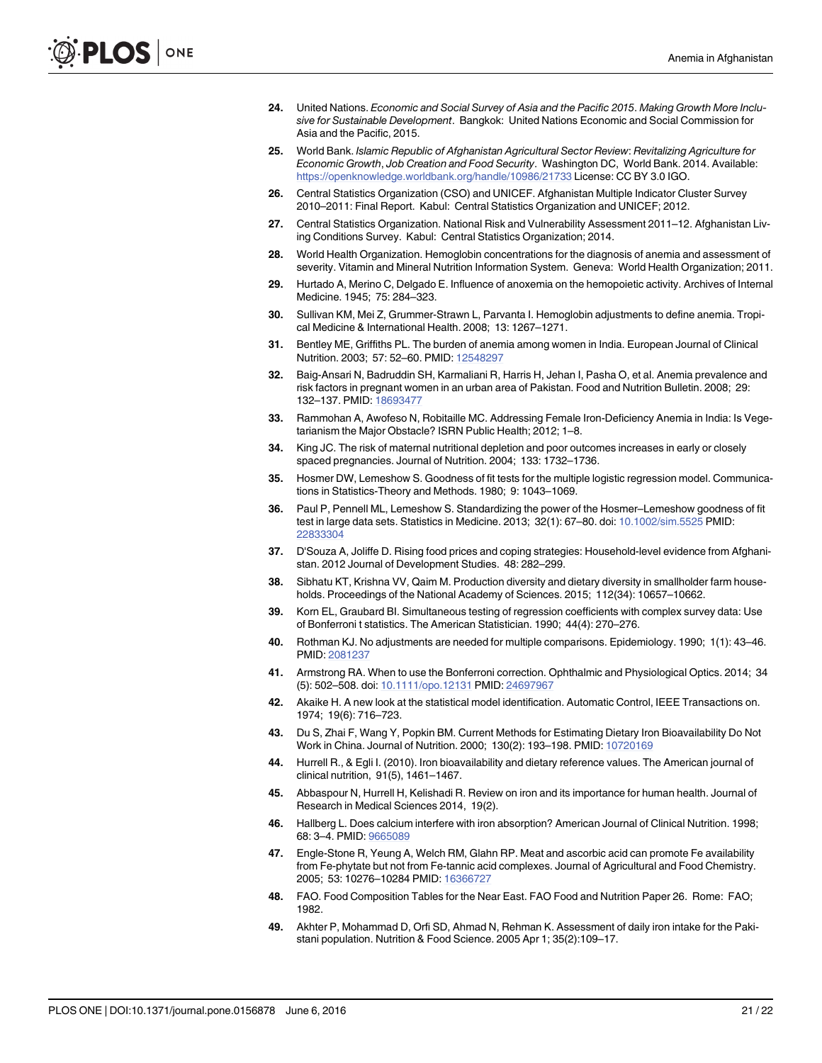24. United Nations. *Economic and Social Survey of Asia and the Pacific 2015*. *Making Growth More Inclusive for Sustainable Development*. Bangkok: United Nations Economic and Social Commission for Asia and the Pacific, 2015.

25. World Bank. *Islamic Republic of Afghanistan Agricultural Sector Review*: *Revitalizing Agriculture for Economic Growth*, *Job Creation and Food Security*. Washington DC, World Bank. 2014. Available: https://openknowledge.worldbank.org/handle/10986/21733 License: CC BY 3.0 IGO.

26. Central Statistics Organization (CSO) and UNICEF. Afghanistan Multiple Indicator Cluster Survey 2010–2011: Final Report. Kabul: Central Statistics Organization and UNICEF; 2012.

27. Central Statistics Organization. National Risk and Vulnerability Assessment 2011–12. Afghanistan Living Conditions Survey. Kabul: Central Statistics Organization; 2014.

28. World Health Organization. Hemoglobin concentrations for the diagnosis of anemia and assessment of severity. Vitamin and Mineral Nutrition Information System. Geneva: World Health Organization; 2011.

29. Hurtado A, Merino C, Delgado E. Influence of anoxemia on the hemopoietic activity. Archives of Internal Medicine. 1945; 75: 284–323.

30. Sullivan KM, Mei Z, Grummer-Strawn L, Parvanta I. Hemoglobin adjustments to define anemia. Tropical Medicine & International Health. 2008; 13: 1267–1271.

31. Bentley ME, Griffiths PL. The burden of anemia among women in India. European Journal of Clinical Nutrition. 2003; 57: 52–60. PMID: 12548297

32. Baig-Ansari N, Badruddin SH, Karmaliani R, Harris H, Jehan I, Pasha O, et al. Anemia prevalence and risk factors in pregnant women in an urban area of Pakistan. Food and Nutrition Bulletin. 2008; 29: 132–137. PMID: 18693477

33. Rammohan A, Awofeso N, Robitaille MC. Addressing Female Iron-Deficiency Anemia in India: Is Vegetarianism the Major Obstacle? ISRN Public Health; 2012; 1–8.

34. King JC. The risk of maternal nutritional depletion and poor outcomes increases in early or closely spaced pregnancies. Journal of Nutrition. 2004; 133: 1732–1736.

35. Hosmer DW, Lemeshow S. Goodness of fit tests for the multiple logistic regression model. Communications in Statistics-Theory and Methods. 1980; 9: 1043–1069.

36. Paul P, Pennell ML, Lemeshow S. Standardizing the power of the Hosmer–Lemeshow goodness of fit test in large data sets. Statistics in Medicine. 2013; 32(1): 67–80. doi: 10.1002/sim.5525 PMID: 22833304

37. D'Souza A, Joliffe D. Rising food prices and coping strategies: Household-level evidence from Afghanistan. 2012 Journal of Development Studies. 48: 282–299.

38. Sibhatu KT, Krishna VV, Qaim M. Production diversity and dietary diversity in smallholder farm households. Proceedings of the National Academy of Sciences. 2015; 112(34): 10657–10662.

39. Korn EL, Graubard BI. Simultaneous testing of regression coefficients with complex survey data: Use of Bonferroni t statistics. The American Statistician. 1990; 44(4): 270–276.

40. Rothman KJ. No adjustments are needed for multiple comparisons. Epidemiology. 1990; 1(1): 43–46. PMID: 2081237

41. Armstrong RA. When to use the Bonferroni correction. Ophthalmic and Physiological Optics. 2014; 34 (5): 502–508. doi: 10.1111/opo.12131 PMID: 24697967

42. Akaike H. A new look at the statistical model identification. Automatic Control, IEEE Transactions on. 1974; 19(6): 716–723.

43. Du S, Zhai F, Wang Y, Popkin BM. Current Methods for Estimating Dietary Iron Bioavailability Do Not Work in China. Journal of Nutrition. 2000; 130(2): 193–198. PMID: 10720169

44. Hurrell R., & Egli I. (2010). Iron bioavailability and dietary reference values. The American journal of clinical nutrition, 91(5), 1461–1467.

45. Abbaspour N, Hurrell H, Kelishadi R. Review on iron and its importance for human health. Journal of Research in Medical Sciences 2014, 19(2).

46. Hallberg L. Does calcium interfere with iron absorption? American Journal of Clinical Nutrition. 1998; 68: 3–4. PMID: 9665089

47. Engle-Stone R, Yeung A, Welch RM, Glahn RP. Meat and ascorbic acid can promote Fe availability from Fe-phytate but not from Fe-tannic acid complexes. Journal of Agricultural and Food Chemistry. 2005; 53: 10276–10284 PMID: 16366727

48. FAO. Food Composition Tables for the Near East. FAO Food and Nutrition Paper 26. Rome: FAO; 1982.

49. Akhter P, Mohammad D, Orfi SD, Ahmad N, Rehman K. Assessment of daily iron intake for the Pakistani population. Nutrition & Food Science. 2005 Apr 1; 35(2):109–17.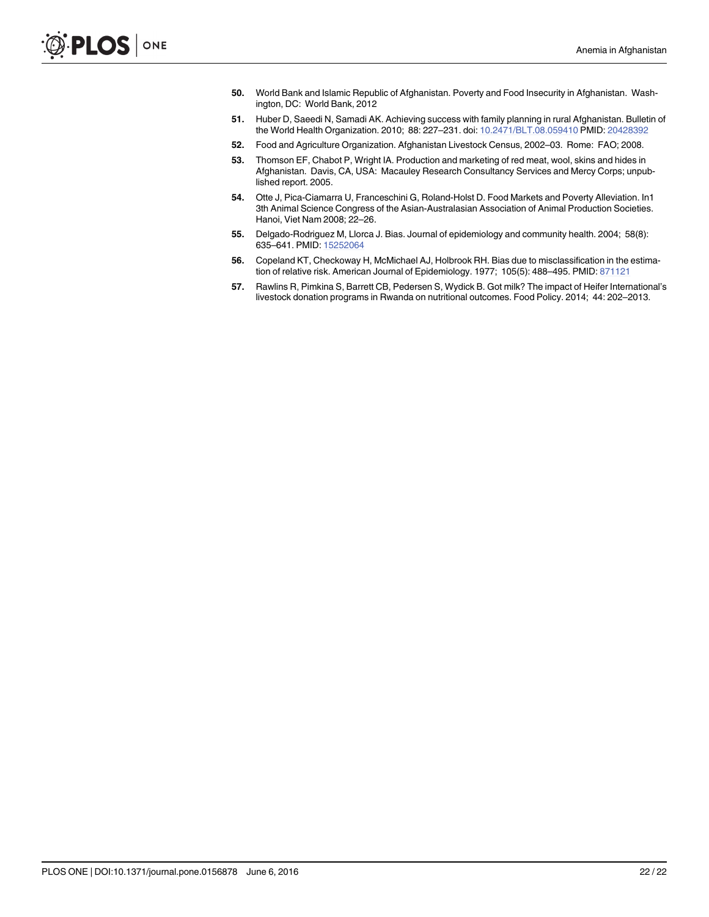50. World Bank and Islamic Republic of Afghanistan. Poverty and Food Insecurity in Afghanistan. Washington, DC: World Bank, 2012
51. Huber D, Saeedi N, Samadi AK. Achieving success with family planning in rural Afghanistan. Bulletin of the World Health Organization. 2010; 88: 227–231. doi: 10.2471/BLT.08.059410 PMID: 20428392
52. Food and Agriculture Organization. Afghanistan Livestock Census, 2002–03. Rome: FAO; 2008.
53. Thomson EF, Chabot P, Wright IA. Production and marketing of red meat, wool, skins and hides in Afghanistan. Davis, CA, USA: Macauley Research Consultancy Services and Mercy Corps; unpublished report. 2005.
54. Otte J, Pica-Ciamarra U, Franceschini G, Roland-Holst D. Food Markets and Poverty Alleviation. In1 3th Animal Science Congress of the Asian-Australasian Association of Animal Production Societies. Hanoi, Viet Nam 2008; 22–26.
55. Delgado-Rodriguez M, Llorca J. Bias. Journal of epidemiology and community health. 2004; 58(8): 635–641. PMID: 15252064
56. Copeland KT, Checkoway H, McMichael AJ, Holbrook RH. Bias due to misclassification in the estimation of relative risk. American Journal of Epidemiology. 1977; 105(5): 488–495. PMID: 871121
57. Rawlins R, Pimkina S, Barrett CB, Pedersen S, Wydick B. Got milk? The impact of Heifer International's livestock donation programs in Rwanda on nutritional outcomes. Food Policy. 2014; 44: 202–2013.